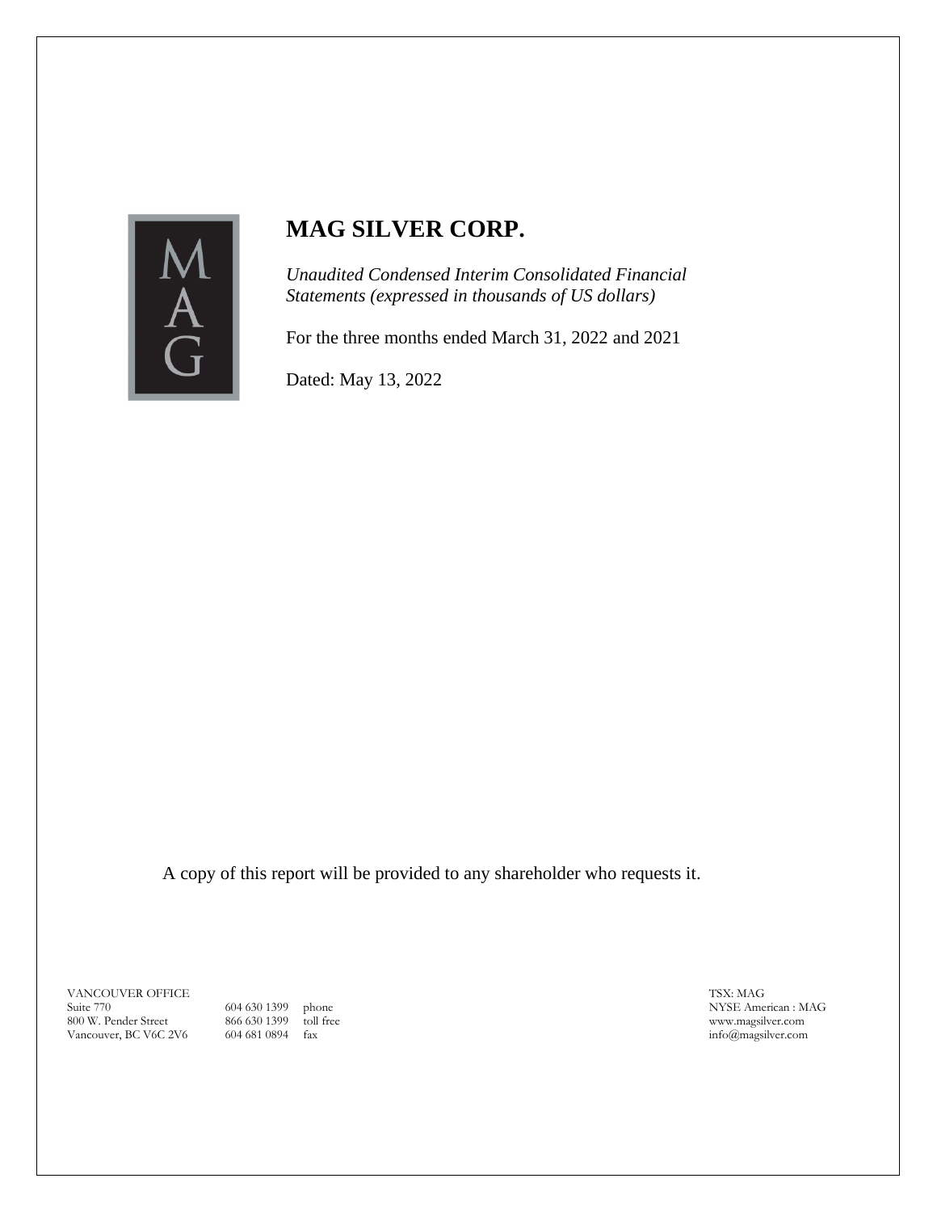# MAG SILVER CORP.

*Unaudited Condensed Interim Consolidated Financial Statements (expressed in thousands of US dollars)*

For the three months ended March 31, 2022 and 2021

Dated: May 13, 2022

A copy of this report will be provided to any shareholder who requests it.

VANCOUVER OFFICE
Suite 770
800 W. Pender Street
Vancouver, BC V6C 2V6

604 630 1399 phone
866 630 1399 toll free
604 681 0894 fax

TSX: MAG
NYSE American : MAG
www.magsilver.com
info@magsilver.com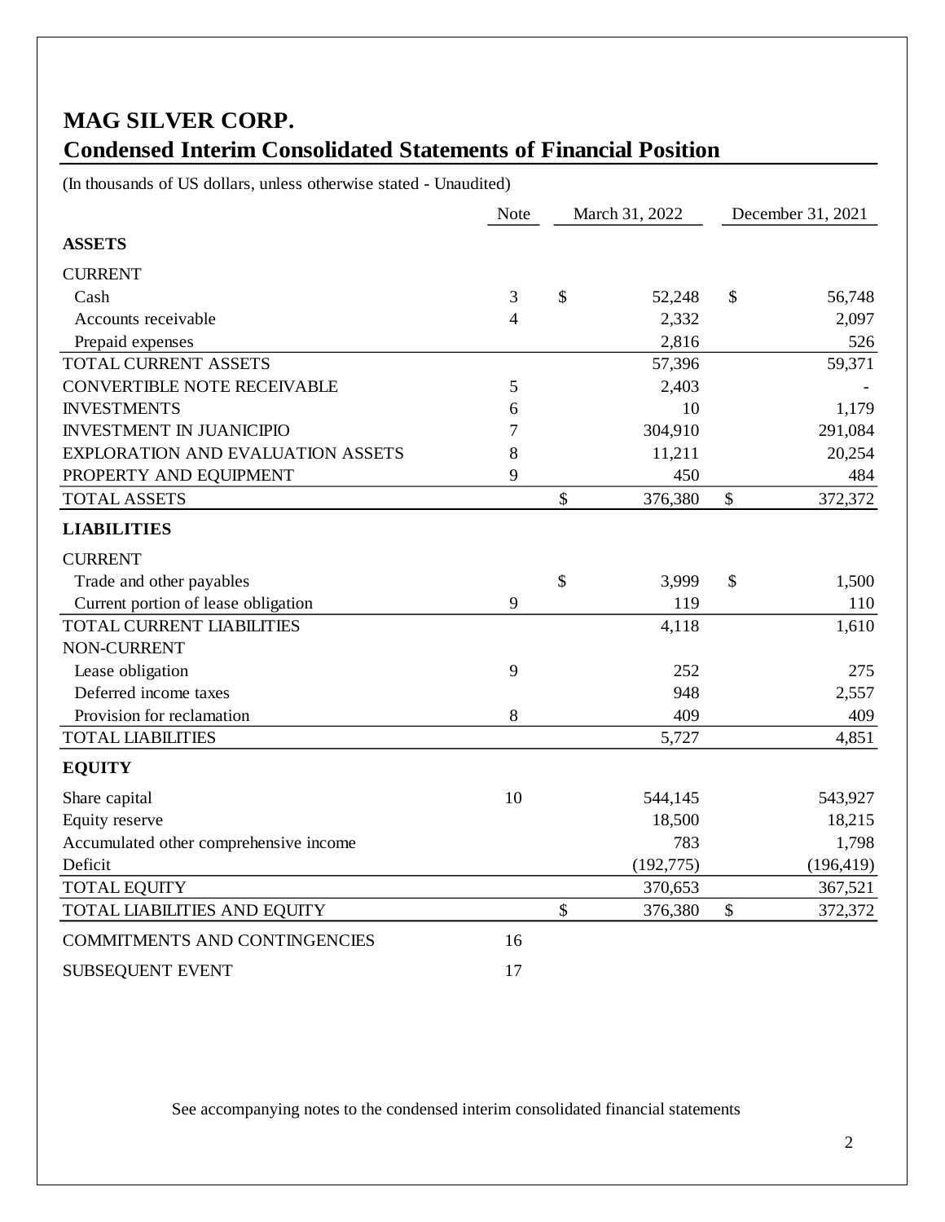# MAG SILVER CORP.

## Condensed Interim Consolidated Statements of Financial Position

(In thousands of US dollars, unless otherwise stated - Unaudited)

| | Note | March 31, 2022 | December 31, 2021 |
|---|---|---|---|
| **ASSETS** | | | |
| CURRENT | | | |
| Cash | 3 | $ 52,248 | $ 56,748 |
| Accounts receivable | 4 | 2,332 | 2,097 |
| Prepaid expenses | | 2,816 | 526 |
| TOTAL CURRENT ASSETS | | 57,396 | 59,371 |
| CONVERTIBLE NOTE RECEIVABLE | 5 | 2,403 | - |
| INVESTMENTS | 6 | 10 | 1,179 |
| INVESTMENT IN JUANICIPIO | 7 | 304,910 | 291,084 |
| EXPLORATION AND EVALUATION ASSETS | 8 | 11,211 | 20,254 |
| PROPERTY AND EQUIPMENT | 9 | 450 | 484 |
| TOTAL ASSETS | | $ 376,380 | $ 372,372 |
| **LIABILITIES** | | | |
| CURRENT | | | |
| Trade and other payables | | $ 3,999 | $ 1,500 |
| Current portion of lease obligation | 9 | 119 | 110 |
| TOTAL CURRENT LIABILITIES | | 4,118 | 1,610 |
| NON-CURRENT | | | |
| Lease obligation | 9 | 252 | 275 |
| Deferred income taxes | | 948 | 2,557 |
| Provision for reclamation | 8 | 409 | 409 |
| TOTAL LIABILITIES | | 5,727 | 4,851 |
| **EQUITY** | | | |
| Share capital | 10 | 544,145 | 543,927 |
| Equity reserve | | 18,500 | 18,215 |
| Accumulated other comprehensive income | | 783 | 1,798 |
| Deficit | | (192,775) | (196,419) |
| TOTAL EQUITY | | 370,653 | 367,521 |
| TOTAL LIABILITIES AND EQUITY | | $ 376,380 | $ 372,372 |
| COMMITMENTS AND CONTINGENCIES | 16 | | |
| SUBSEQUENT EVENT | 17 | | |

See accompanying notes to the condensed interim consolidated financial statements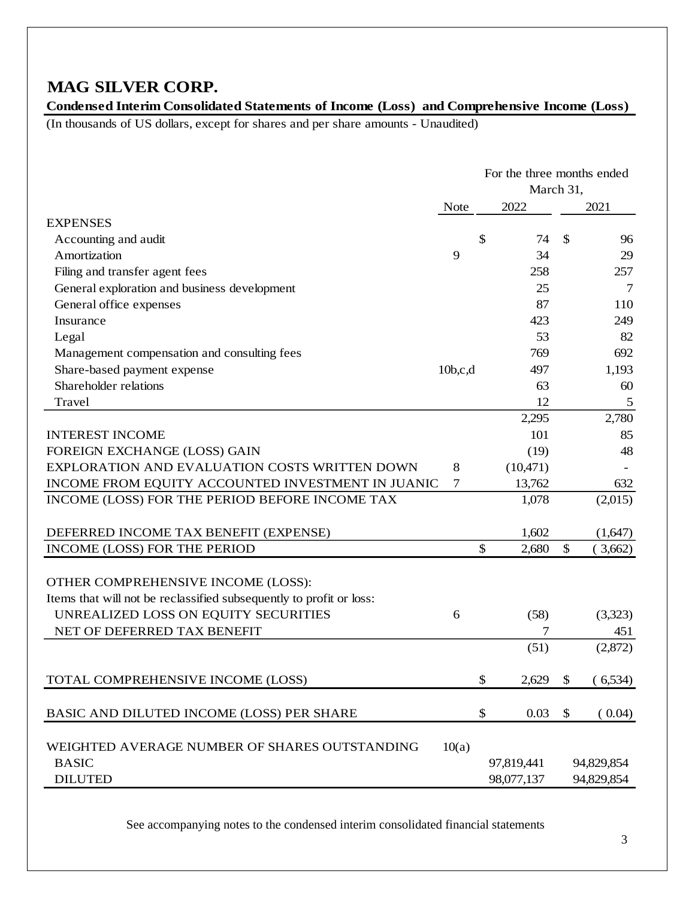# MAG SILVER CORP.

**Condensed Interim Consolidated Statements of Income (Loss) and Comprehensive Income (Loss)**

(In thousands of US dollars, except for shares and per share amounts - Unaudited)

| | Note | For the three months ended March 31, 2022 | 2021 |
|---|---|---|---|
| EXPENSES | | | |
| Accounting and audit | | $ 74 | $ 96 |
| Amortization | 9 | 34 | 29 |
| Filing and transfer agent fees | | 258 | 257 |
| General exploration and business development | | 25 | 7 |
| General office expenses | | 87 | 110 |
| Insurance | | 423 | 249 |
| Legal | | 53 | 82 |
| Management compensation and consulting fees | | 769 | 692 |
| Share-based payment expense | 10b,c,d | 497 | 1,193 |
| Shareholder relations | | 63 | 60 |
| Travel | | 12 | 5 |
| | | 2,295 | 2,780 |
| INTEREST INCOME | | 101 | 85 |
| FOREIGN EXCHANGE (LOSS) GAIN | | (19) | 48 |
| EXPLORATION AND EVALUATION COSTS WRITTEN DOWN | 8 | (10,471) | - |
| INCOME FROM EQUITY ACCOUNTED INVESTMENT IN JUANIC | 7 | 13,762 | 632 |
| INCOME (LOSS) FOR THE PERIOD BEFORE INCOME TAX | | 1,078 | (2,015) |
| DEFERRED INCOME TAX BENEFIT (EXPENSE) | | 1,602 | (1,647) |
| INCOME (LOSS) FOR THE PERIOD | | $ 2,680 | $ ( 3,662) |
| OTHER COMPREHENSIVE INCOME (LOSS): | | | |
| Items that will not be reclassified subsequently to profit or loss: | | | |
| UNREALIZED LOSS ON EQUITY SECURITIES | 6 | (58) | (3,323) |
| NET OF DEFERRED TAX BENEFIT | | 7 | 451 |
| | | (51) | (2,872) |
| TOTAL COMPREHENSIVE INCOME (LOSS) | | $ 2,629 | $ ( 6,534) |
| BASIC AND DILUTED INCOME (LOSS) PER SHARE | | $ 0.03 | $ ( 0.04) |
| WEIGHTED AVERAGE NUMBER OF SHARES OUTSTANDING | 10(a) | | |
| BASIC | | 97,819,441 | 94,829,854 |
| DILUTED | | 98,077,137 | 94,829,854 |

See accompanying notes to the condensed interim consolidated financial statements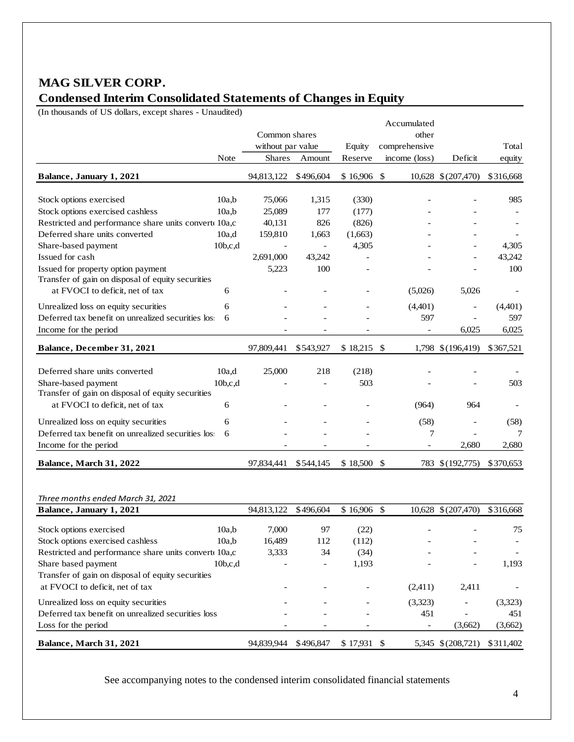# MAG SILVER CORP.

## Condensed Interim Consolidated Statements of Changes in Equity

(In thousands of US dollars, except shares - Unaudited)

| | Note | Common shares without par value | | Equity | Accumulated other comprehensive | | Total |
|---|---|---|---|---|---|---|---|
| | | Shares | Amount | Reserve | income (loss) | Deficit | equity |
| **Balance, January 1, 2021** | | 94,813,122 | $496,604 | $ 16,906 | $ 10,628 | $ (207,470) | $316,668 |
| Stock options exercised | 10a,b | 75,066 | 1,315 | (330) | - | - | 985 |
| Stock options exercised cashless | 10a,b | 25,089 | 177 | (177) | - | - | - |
| Restricted and performance share units convert | 10a,c | 40,131 | 826 | (826) | - | - | - |
| Deferred share units converted | 10a,d | 159,810 | 1,663 | (1,663) | - | - | - |
| Share-based payment | 10b,c,d | - | - | 4,305 | - | - | 4,305 |
| Issued for cash | | 2,691,000 | 43,242 | - | - | - | 43,242 |
| Issued for property option payment | | 5,223 | 100 | - | - | - | 100 |
| Transfer of gain on disposal of equity securities at FVOCI to deficit, net of tax | 6 | - | - | - | (5,026) | 5,026 | - |
| Unrealized loss on equity securities | 6 | - | - | - | (4,401) | - | (4,401) |
| Deferred tax benefit on unrealized securities loss | 6 | - | - | - | 597 | - | 597 |
| Income for the period | | - | - | - | - | 6,025 | 6,025 |
| **Balance, December 31, 2021** | | 97,809,441 | $543,927 | $ 18,215 | $ 1,798 | $ (196,419) | $367,521 |
| Deferred share units converted | 10a,d | 25,000 | 218 | (218) | - | - | - |
| Share-based payment | 10b,c,d | - | - | 503 | - | - | 503 |
| Transfer of gain on disposal of equity securities at FVOCI to deficit, net of tax | 6 | - | - | - | (964) | 964 | - |
| Unrealized loss on equity securities | 6 | - | - | - | (58) | - | (58) |
| Deferred tax benefit on unrealized securities loss | 6 | - | - | - | 7 | - | 7 |
| Income for the period | | - | - | - | - | 2,680 | 2,680 |
| **Balance, March 31, 2022** | | 97,834,441 | $544,145 | $ 18,500 | $ 783 | $ (192,775) | $370,653 |

*Three months ended March 31, 2021*

| | Note | Shares | Amount | Equity Reserve | Accumulated other comprehensive income (loss) | Deficit | Total equity |
|---|---|---|---|---|---|---|---|
| **Balance, January 1, 2021** | | 94,813,122 | $496,604 | $ 16,906 | $ 10,628 | $ (207,470) | $316,668 |
| Stock options exercised | 10a,b | 7,000 | 97 | (22) | - | - | 75 |
| Stock options exercised cashless | 10a,b | 16,489 | 112 | (112) | - | - | - |
| Restricted and performance share units convert | 10a,c | 3,333 | 34 | (34) | - | - | - |
| Share based payment | 10b,c,d | - | - | 1,193 | - | - | 1,193 |
| Transfer of gain on disposal of equity securities at FVOCI to deficit, net of tax | | - | - | - | (2,411) | 2,411 | - |
| Unrealized loss on equity securities | | - | - | - | (3,323) | - | (3,323) |
| Deferred tax benefit on unrealized securities loss | | - | - | - | 451 | - | 451 |
| Loss for the period | | - | - | - | - | (3,662) | (3,662) |
| **Balance, March 31, 2021** | | 94,839,944 | $496,847 | $ 17,931 | $ 5,345 | $ (208,721) | $311,402 |

See accompanying notes to the condensed interim consolidated financial statements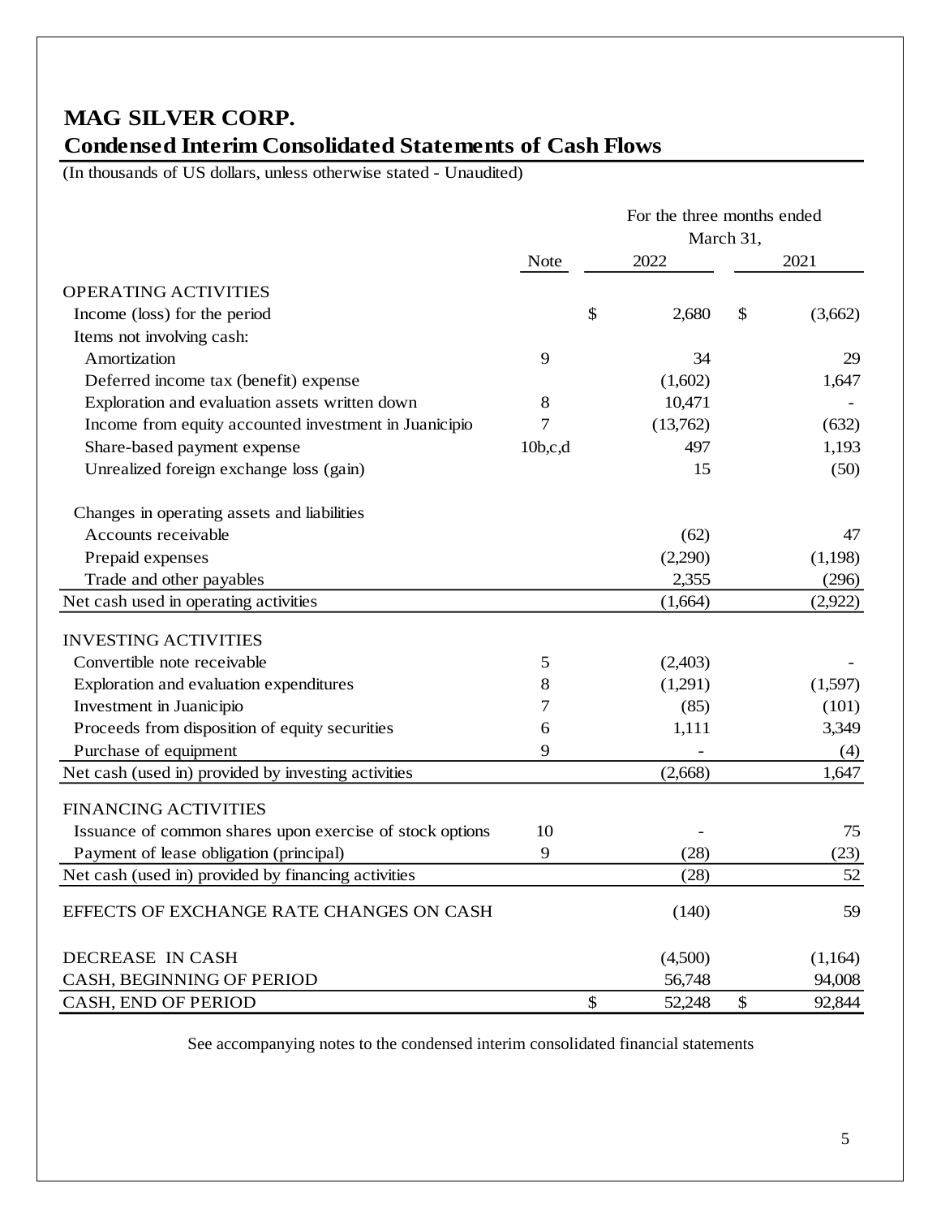# MAG SILVER CORP.

## Condensed Interim Consolidated Statements of Cash Flows

(In thousands of US dollars, unless otherwise stated - Unaudited)

| | Note | For the three months ended March 31, 2022 | 2021 |
|---|---|---|---|
| OPERATING ACTIVITIES | | | |
| Income (loss) for the period | | $ 2,680 | $ (3,662) |
| Items not involving cash: | | | |
| Amortization | 9 | 34 | 29 |
| Deferred income tax (benefit) expense | | (1,602) | 1,647 |
| Exploration and evaluation assets written down | 8 | 10,471 | - |
| Income from equity accounted investment in Juanicipio | 7 | (13,762) | (632) |
| Share-based payment expense | 10b,c,d | 497 | 1,193 |
| Unrealized foreign exchange loss (gain) | | 15 | (50) |
| Changes in operating assets and liabilities | | | |
| Accounts receivable | | (62) | 47 |
| Prepaid expenses | | (2,290) | (1,198) |
| Trade and other payables | | 2,355 | (296) |
| Net cash used in operating activities | | (1,664) | (2,922) |
| INVESTING ACTIVITIES | | | |
| Convertible note receivable | 5 | (2,403) | - |
| Exploration and evaluation expenditures | 8 | (1,291) | (1,597) |
| Investment in Juanicipio | 7 | (85) | (101) |
| Proceeds from disposition of equity securities | 6 | 1,111 | 3,349 |
| Purchase of equipment | 9 | - | (4) |
| Net cash (used in) provided by investing activities | | (2,668) | 1,647 |
| FINANCING ACTIVITIES | | | |
| Issuance of common shares upon exercise of stock options | 10 | - | 75 |
| Payment of lease obligation (principal) | 9 | (28) | (23) |
| Net cash (used in) provided by financing activities | | (28) | 52 |
| EFFECTS OF EXCHANGE RATE CHANGES ON CASH | | (140) | 59 |
| DECREASE IN CASH | | (4,500) | (1,164) |
| CASH, BEGINNING OF PERIOD | | 56,748 | 94,008 |
| CASH, END OF PERIOD | | $ 52,248 | $ 92,844 |

See accompanying notes to the condensed interim consolidated financial statements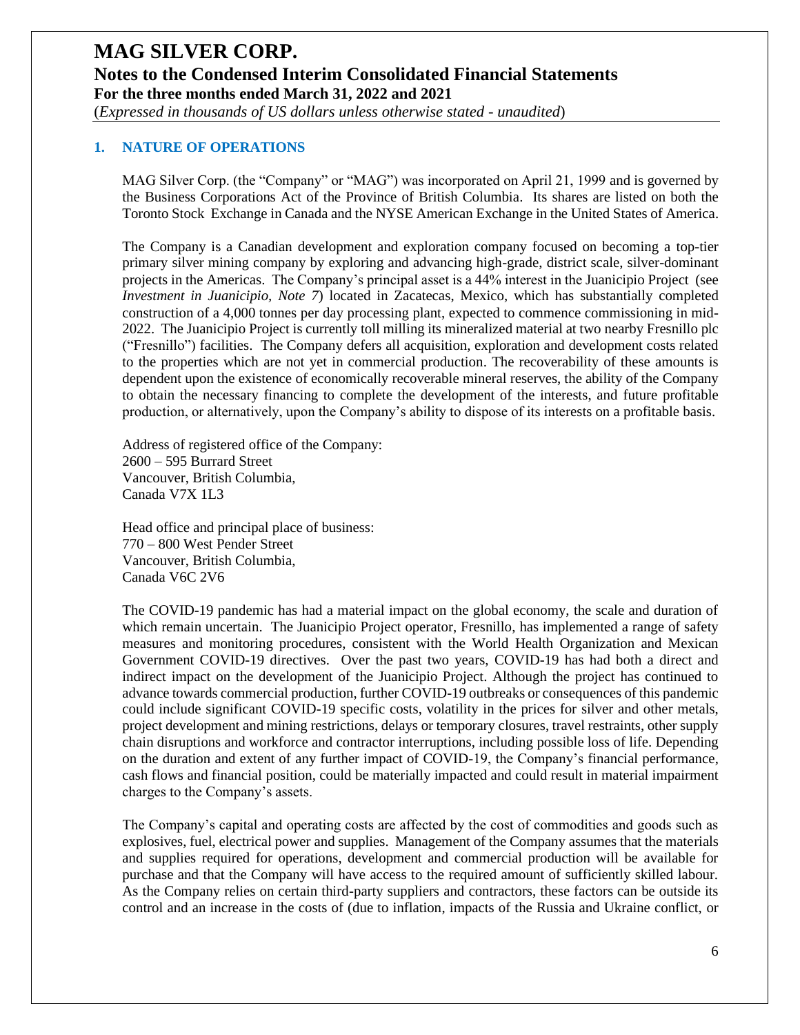## 1. NATURE OF OPERATIONS

MAG Silver Corp. (the "Company" or "MAG") was incorporated on April 21, 1999 and is governed by the Business Corporations Act of the Province of British Columbia. Its shares are listed on both the Toronto Stock Exchange in Canada and the NYSE American Exchange in the United States of America.

The Company is a Canadian development and exploration company focused on becoming a top-tier primary silver mining company by exploring and advancing high-grade, district scale, silver-dominant projects in the Americas. The Company's principal asset is a 44% interest in the Juanicipio Project (see *Investment in Juanicipio, Note 7*) located in Zacatecas, Mexico, which has substantially completed construction of a 4,000 tonnes per day processing plant, expected to commence commissioning in mid-2022. The Juanicipio Project is currently toll milling its mineralized material at two nearby Fresnillo plc ("Fresnillo") facilities. The Company defers all acquisition, exploration and development costs related to the properties which are not yet in commercial production. The recoverability of these amounts is dependent upon the existence of economically recoverable mineral reserves, the ability of the Company to obtain the necessary financing to complete the development of the interests, and future profitable production, or alternatively, upon the Company's ability to dispose of its interests on a profitable basis.

Address of registered office of the Company:
2600 – 595 Burrard Street
Vancouver, British Columbia,
Canada V7X 1L3

Head office and principal place of business:
770 – 800 West Pender Street
Vancouver, British Columbia,
Canada V6C 2V6

The COVID-19 pandemic has had a material impact on the global economy, the scale and duration of which remain uncertain. The Juanicipio Project operator, Fresnillo, has implemented a range of safety measures and monitoring procedures, consistent with the World Health Organization and Mexican Government COVID-19 directives. Over the past two years, COVID-19 has had both a direct and indirect impact on the development of the Juanicipio Project. Although the project has continued to advance towards commercial production, further COVID-19 outbreaks or consequences of this pandemic could include significant COVID-19 specific costs, volatility in the prices for silver and other metals, project development and mining restrictions, delays or temporary closures, travel restraints, other supply chain disruptions and workforce and contractor interruptions, including possible loss of life. Depending on the duration and extent of any further impact of COVID-19, the Company's financial performance, cash flows and financial position, could be materially impacted and could result in material impairment charges to the Company's assets.

The Company's capital and operating costs are affected by the cost of commodities and goods such as explosives, fuel, electrical power and supplies. Management of the Company assumes that the materials and supplies required for operations, development and commercial production will be available for purchase and that the Company will have access to the required amount of sufficiently skilled labour. As the Company relies on certain third-party suppliers and contractors, these factors can be outside its control and an increase in the costs of (due to inflation, impacts of the Russia and Ukraine conflict, or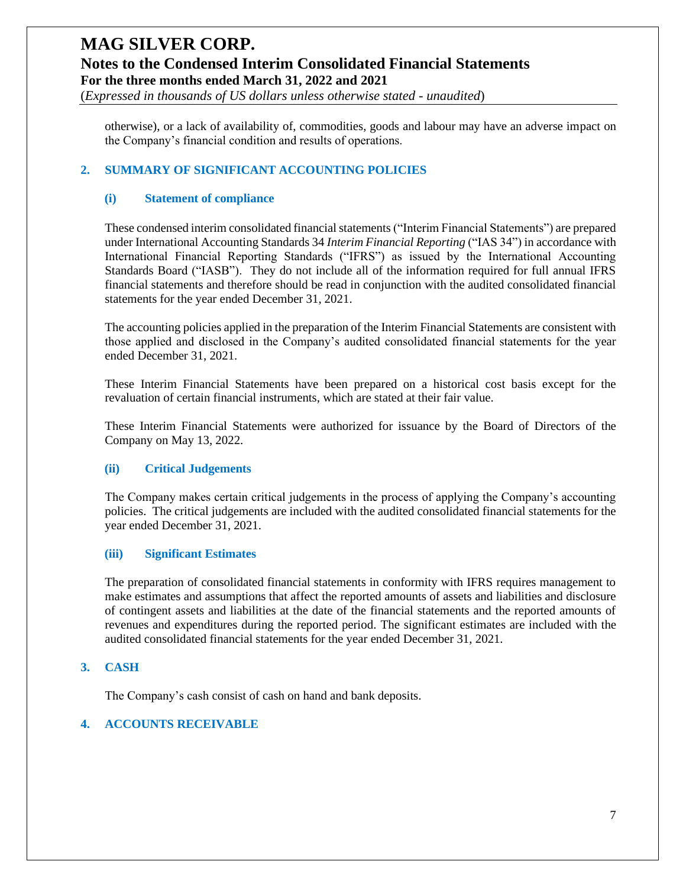otherwise), or a lack of availability of, commodities, goods and labour may have an adverse impact on the Company's financial condition and results of operations.

## 2. SUMMARY OF SIGNIFICANT ACCOUNTING POLICIES

### (i) Statement of compliance

These condensed interim consolidated financial statements ("Interim Financial Statements") are prepared under International Accounting Standards 34 *Interim Financial Reporting* ("IAS 34") in accordance with International Financial Reporting Standards ("IFRS") as issued by the International Accounting Standards Board ("IASB"). They do not include all of the information required for full annual IFRS financial statements and therefore should be read in conjunction with the audited consolidated financial statements for the year ended December 31, 2021.

The accounting policies applied in the preparation of the Interim Financial Statements are consistent with those applied and disclosed in the Company's audited consolidated financial statements for the year ended December 31, 2021.

These Interim Financial Statements have been prepared on a historical cost basis except for the revaluation of certain financial instruments, which are stated at their fair value.

These Interim Financial Statements were authorized for issuance by the Board of Directors of the Company on May 13, 2022.

### (ii) Critical Judgements

The Company makes certain critical judgements in the process of applying the Company's accounting policies. The critical judgements are included with the audited consolidated financial statements for the year ended December 31, 2021.

### (iii) Significant Estimates

The preparation of consolidated financial statements in conformity with IFRS requires management to make estimates and assumptions that affect the reported amounts of assets and liabilities and disclosure of contingent assets and liabilities at the date of the financial statements and the reported amounts of revenues and expenditures during the reported period. The significant estimates are included with the audited consolidated financial statements for the year ended December 31, 2021.

## 3. CASH

The Company's cash consist of cash on hand and bank deposits.

## 4. ACCOUNTS RECEIVABLE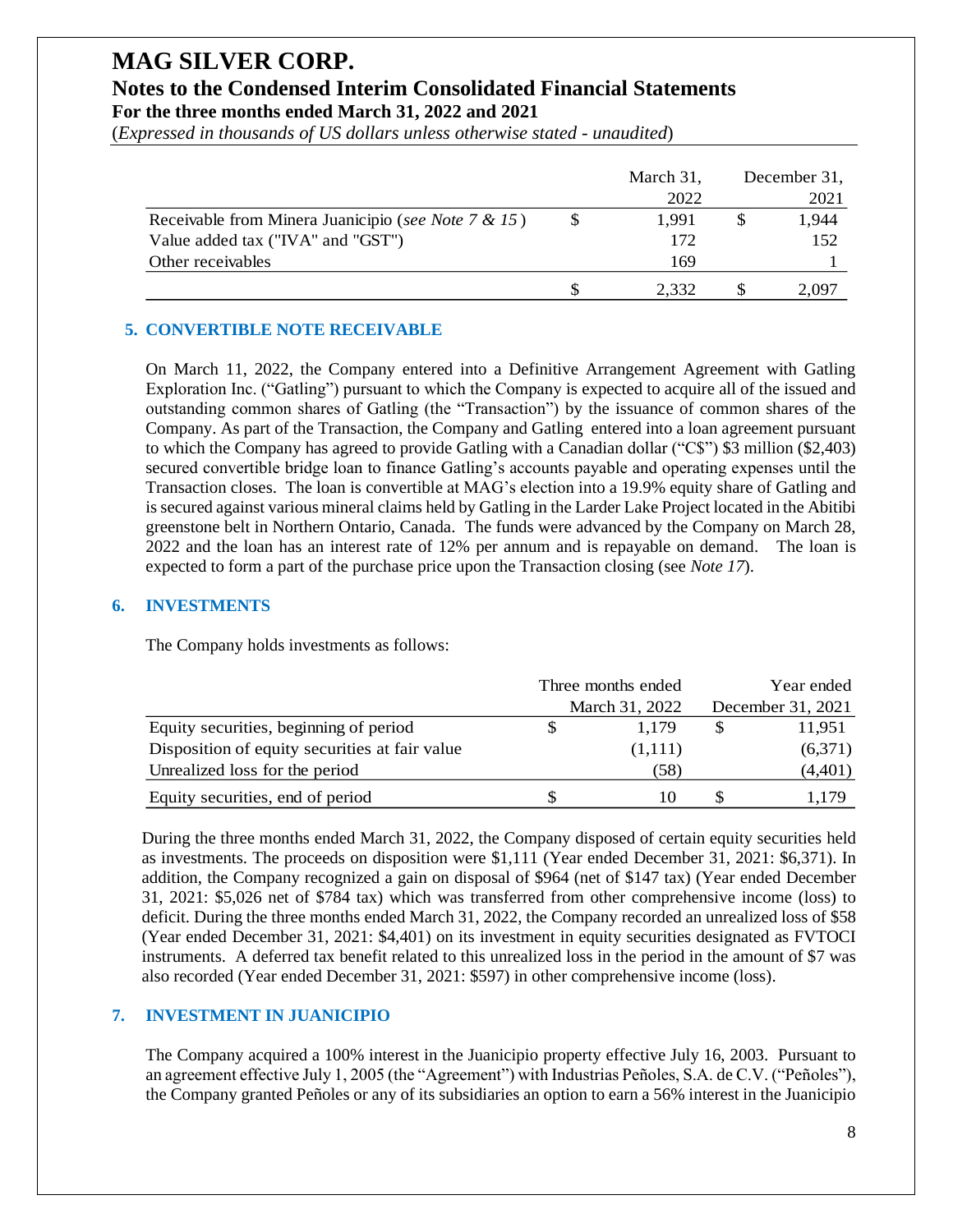|  | March 31, 2022 | December 31, 2021 |
|---|---|---|
| Receivable from Minera Juanicipio (*see Note 7 & 15*) | $ 1,991 | $ 1,944 |
| Value added tax ("IVA" and "GST") | 172 | 152 |
| Other receivables | 169 | 1 |
|  | $ 2,332 | $ 2,097 |

## 5. CONVERTIBLE NOTE RECEIVABLE

On March 11, 2022, the Company entered into a Definitive Arrangement Agreement with Gatling Exploration Inc. ("Gatling") pursuant to which the Company is expected to acquire all of the issued and outstanding common shares of Gatling (the "Transaction") by the issuance of common shares of the Company. As part of the Transaction, the Company and Gatling entered into a loan agreement pursuant to which the Company has agreed to provide Gatling with a Canadian dollar ("C$") $3 million ($2,403) secured convertible bridge loan to finance Gatling's accounts payable and operating expenses until the Transaction closes. The loan is convertible at MAG's election into a 19.9% equity share of Gatling and is secured against various mineral claims held by Gatling in the Larder Lake Project located in the Abitibi greenstone belt in Northern Ontario, Canada. The funds were advanced by the Company on March 28, 2022 and the loan has an interest rate of 12% per annum and is repayable on demand. The loan is expected to form a part of the purchase price upon the Transaction closing (see *Note 17*).

## 6. INVESTMENTS

The Company holds investments as follows:

|  | Three months ended March 31, 2022 | Year ended December 31, 2021 |
|---|---|---|
| Equity securities, beginning of period | $ 1,179 | $ 11,951 |
| Disposition of equity securities at fair value | (1,111) | (6,371) |
| Unrealized loss for the period | (58) | (4,401) |
| Equity securities, end of period | $ 10 | $ 1,179 |

During the three months ended March 31, 2022, the Company disposed of certain equity securities held as investments. The proceeds on disposition were $1,111 (Year ended December 31, 2021: $6,371). In addition, the Company recognized a gain on disposal of $964 (net of $147 tax) (Year ended December 31, 2021: $5,026 net of $784 tax) which was transferred from other comprehensive income (loss) to deficit. During the three months ended March 31, 2022, the Company recorded an unrealized loss of $58 (Year ended December 31, 2021: $4,401) on its investment in equity securities designated as FVTOCI instruments. A deferred tax benefit related to this unrealized loss in the period in the amount of $7 was also recorded (Year ended December 31, 2021: $597) in other comprehensive income (loss).

## 7. INVESTMENT IN JUANICIPIO

The Company acquired a 100% interest in the Juanicipio property effective July 16, 2003. Pursuant to an agreement effective July 1, 2005 (the "Agreement") with Industrias Peñoles, S.A. de C.V. ("Peñoles"), the Company granted Peñoles or any of its subsidiaries an option to earn a 56% interest in the Juanicipio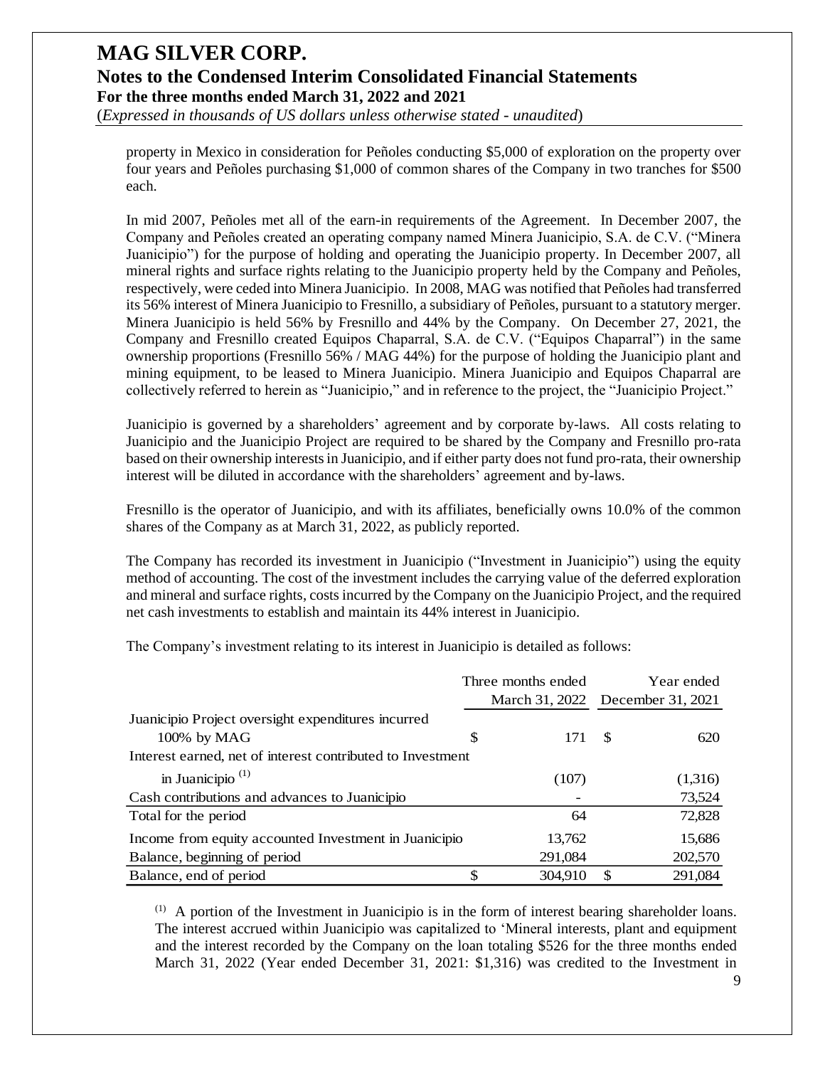property in Mexico in consideration for Peñoles conducting \$5,000 of exploration on the property over four years and Peñoles purchasing \$1,000 of common shares of the Company in two tranches for \$500 each.

In mid 2007, Peñoles met all of the earn-in requirements of the Agreement. In December 2007, the Company and Peñoles created an operating company named Minera Juanicipio, S.A. de C.V. ("Minera Juanicipio") for the purpose of holding and operating the Juanicipio property. In December 2007, all mineral rights and surface rights relating to the Juanicipio property held by the Company and Peñoles, respectively, were ceded into Minera Juanicipio. In 2008, MAG was notified that Peñoles had transferred its 56% interest of Minera Juanicipio to Fresnillo, a subsidiary of Peñoles, pursuant to a statutory merger. Minera Juanicipio is held 56% by Fresnillo and 44% by the Company. On December 27, 2021, the Company and Fresnillo created Equipos Chaparral, S.A. de C.V. ("Equipos Chaparral") in the same ownership proportions (Fresnillo 56% / MAG 44%) for the purpose of holding the Juanicipio plant and mining equipment, to be leased to Minera Juanicipio. Minera Juanicipio and Equipos Chaparral are collectively referred to herein as "Juanicipio," and in reference to the project, the "Juanicipio Project."

Juanicipio is governed by a shareholders' agreement and by corporate by-laws. All costs relating to Juanicipio and the Juanicipio Project are required to be shared by the Company and Fresnillo pro-rata based on their ownership interests in Juanicipio, and if either party does not fund pro-rata, their ownership interest will be diluted in accordance with the shareholders' agreement and by-laws.

Fresnillo is the operator of Juanicipio, and with its affiliates, beneficially owns 10.0% of the common shares of the Company as at March 31, 2022, as publicly reported.

The Company has recorded its investment in Juanicipio ("Investment in Juanicipio") using the equity method of accounting. The cost of the investment includes the carrying value of the deferred exploration and mineral and surface rights, costs incurred by the Company on the Juanicipio Project, and the required net cash investments to establish and maintain its 44% interest in Juanicipio.

The Company's investment relating to its interest in Juanicipio is detailed as follows:

| | Three months ended March 31, 2022 | Year ended December 31, 2021 |
|---|---|---|
| Juanicipio Project oversight expenditures incurred 100% by MAG | \$ 171 | \$ 620 |
| Interest earned, net of interest contributed to Investment in Juanicipio [(1)] | (107) | (1,316) |
| Cash contributions and advances to Juanicipio | - | 73,524 |
| Total for the period | 64 | 72,828 |
| Income from equity accounted Investment in Juanicipio | 13,762 | 15,686 |
| Balance, beginning of period | 291,084 | 202,570 |
| Balance, end of period | \$ 304,910 | \$ 291,084 |

[(1)] A portion of the Investment in Juanicipio is in the form of interest bearing shareholder loans. The interest accrued within Juanicipio was capitalized to 'Mineral interests, plant and equipment and the interest recorded by the Company on the loan totaling \$526 for the three months ended March 31, 2022 (Year ended December 31, 2021: \$1,316) was credited to the Investment in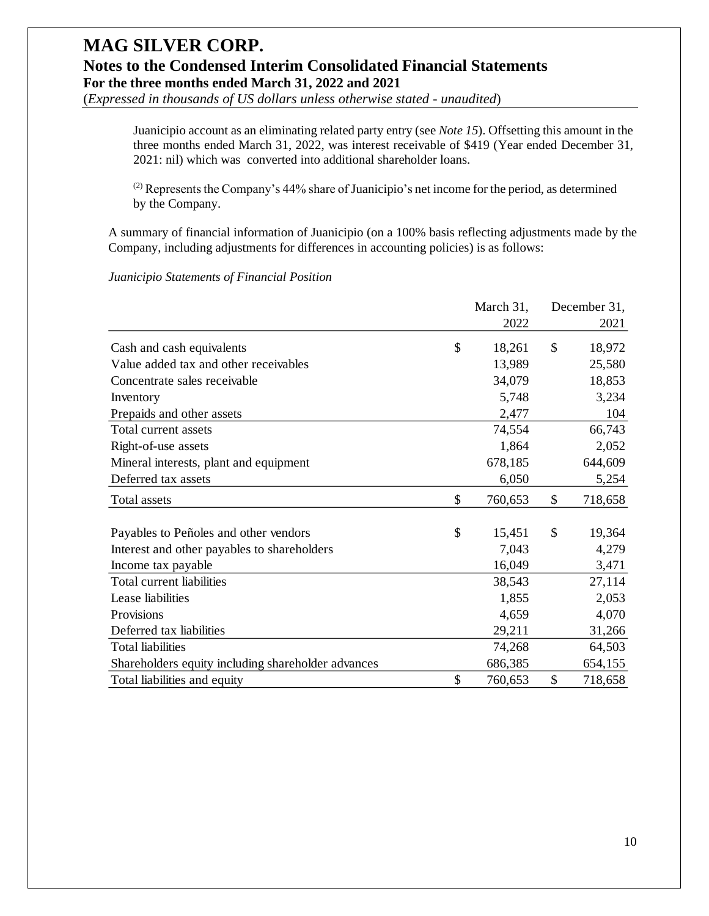Juanicipio account as an eliminating related party entry (see *Note 15*). Offsetting this amount in the three months ended March 31, 2022, was interest receivable of $419 (Year ended December 31, 2021: nil) which was converted into additional shareholder loans.

[2] Represents the Company's 44% share of Juanicipio's net income for the period, as determined by the Company.

A summary of financial information of Juanicipio (on a 100% basis reflecting adjustments made by the Company, including adjustments for differences in accounting policies) is as follows:

*Juanicipio Statements of Financial Position*

| | March 31, 2022 | December 31, 2021 |
|---|---|---|
| Cash and cash equivalents | $ 18,261 | $ 18,972 |
| Value added tax and other receivables | 13,989 | 25,580 |
| Concentrate sales receivable | 34,079 | 18,853 |
| Inventory | 5,748 | 3,234 |
| Prepaids and other assets | 2,477 | 104 |
| Total current assets | 74,554 | 66,743 |
| Right-of-use assets | 1,864 | 2,052 |
| Mineral interests, plant and equipment | 678,185 | 644,609 |
| Deferred tax assets | 6,050 | 5,254 |
| Total assets | $ 760,653 | $ 718,658 |
| | | |
| Payables to Peñoles and other vendors | $ 15,451 | $ 19,364 |
| Interest and other payables to shareholders | 7,043 | 4,279 |
| Income tax payable | 16,049 | 3,471 |
| Total current liabilities | 38,543 | 27,114 |
| Lease liabilities | 1,855 | 2,053 |
| Provisions | 4,659 | 4,070 |
| Deferred tax liabilities | 29,211 | 31,266 |
| Total liabilities | 74,268 | 64,503 |
| Shareholders equity including shareholder advances | 686,385 | 654,155 |
| Total liabilities and equity | $ 760,653 | $ 718,658 |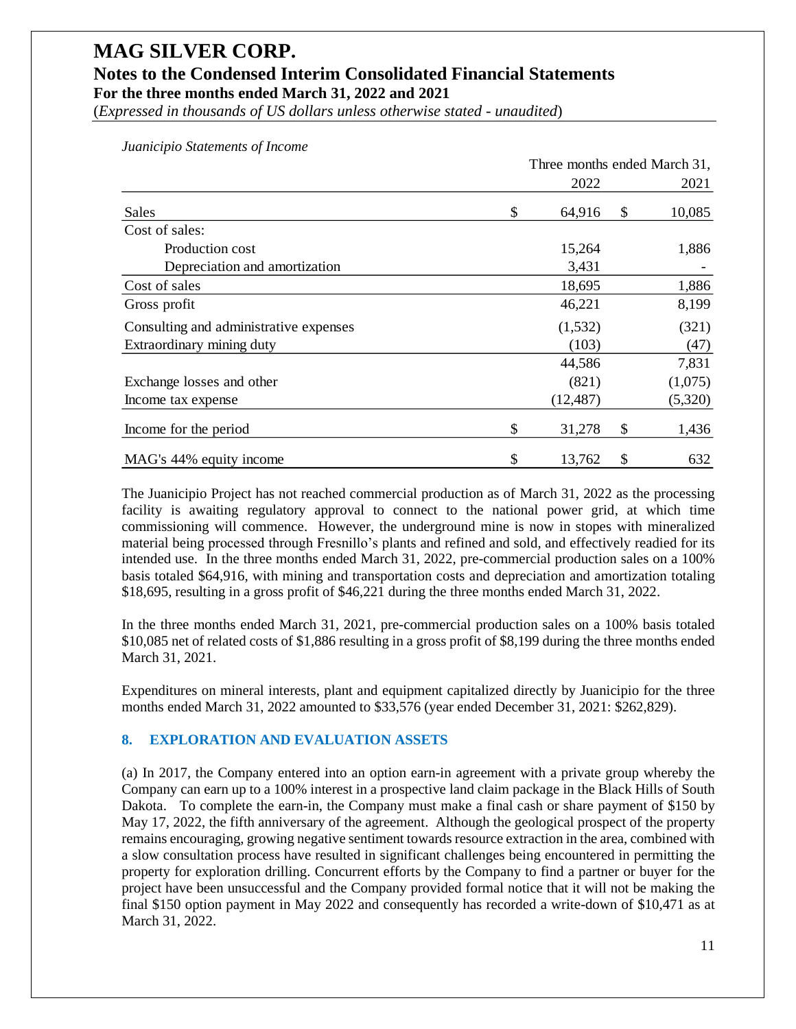*Juanicipio Statements of Income*

| | Three months ended March 31, 2022 | Three months ended March 31, 2021 |
|---|---|---|
| Sales | $ 64,916 | $ 10,085 |
| Cost of sales: | | |
| Production cost | 15,264 | 1,886 |
| Depreciation and amortization | 3,431 | - |
| Cost of sales | 18,695 | 1,886 |
| Gross profit | 46,221 | 8,199 |
| Consulting and administrative expenses | (1,532) | (321) |
| Extraordinary mining duty | (103) | (47) |
| | 44,586 | 7,831 |
| Exchange losses and other | (821) | (1,075) |
| Income tax expense | (12,487) | (5,320) |
| Income for the period | $ 31,278 | $ 1,436 |
| MAG's 44% equity income | $ 13,762 | $ 632 |

The Juanicipio Project has not reached commercial production as of March 31, 2022 as the processing facility is awaiting regulatory approval to connect to the national power grid, at which time commissioning will commence. However, the underground mine is now in stopes with mineralized material being processed through Fresnillo's plants and refined and sold, and effectively readied for its intended use. In the three months ended March 31, 2022, pre-commercial production sales on a 100% basis totaled $64,916, with mining and transportation costs and depreciation and amortization totaling $18,695, resulting in a gross profit of $46,221 during the three months ended March 31, 2022.

In the three months ended March 31, 2021, pre-commercial production sales on a 100% basis totaled $10,085 net of related costs of $1,886 resulting in a gross profit of $8,199 during the three months ended March 31, 2021.

Expenditures on mineral interests, plant and equipment capitalized directly by Juanicipio for the three months ended March 31, 2022 amounted to $33,576 (year ended December 31, 2021: $262,829).

## 8. EXPLORATION AND EVALUATION ASSETS

(a) In 2017, the Company entered into an option earn-in agreement with a private group whereby the Company can earn up to a 100% interest in a prospective land claim package in the Black Hills of South Dakota. To complete the earn-in, the Company must make a final cash or share payment of $150 by May 17, 2022, the fifth anniversary of the agreement. Although the geological prospect of the property remains encouraging, growing negative sentiment towards resource extraction in the area, combined with a slow consultation process have resulted in significant challenges being encountered in permitting the property for exploration drilling. Concurrent efforts by the Company to find a partner or buyer for the project have been unsuccessful and the Company provided formal notice that it will not be making the final $150 option payment in May 2022 and consequently has recorded a write-down of $10,471 as at March 31, 2022.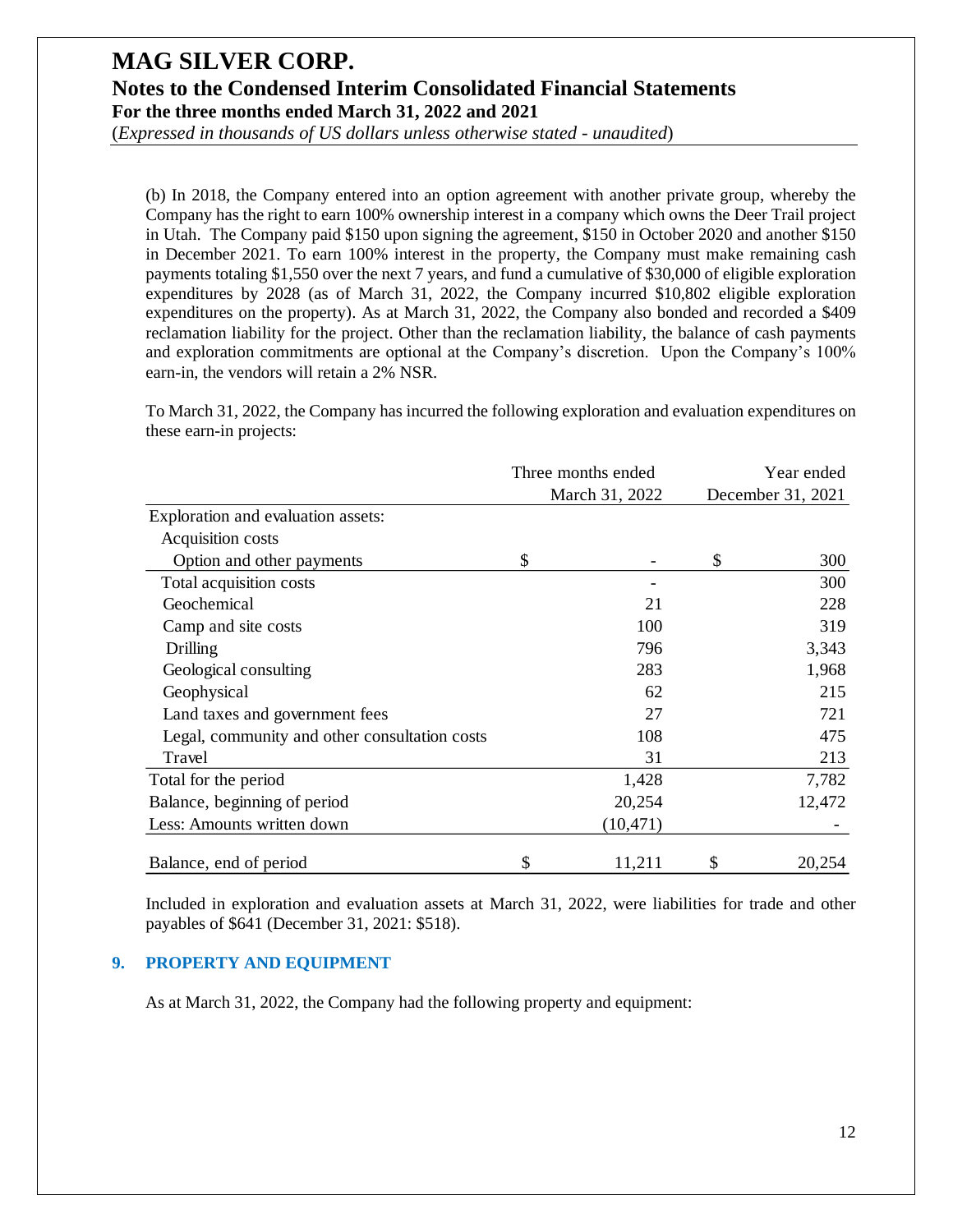(b) In 2018, the Company entered into an option agreement with another private group, whereby the Company has the right to earn 100% ownership interest in a company which owns the Deer Trail project in Utah. The Company paid $150 upon signing the agreement, $150 in October 2020 and another $150 in December 2021. To earn 100% interest in the property, the Company must make remaining cash payments totaling $1,550 over the next 7 years, and fund a cumulative of $30,000 of eligible exploration expenditures by 2028 (as of March 31, 2022, the Company incurred $10,802 eligible exploration expenditures on the property). As at March 31, 2022, the Company also bonded and recorded a $409 reclamation liability for the project. Other than the reclamation liability, the balance of cash payments and exploration commitments are optional at the Company's discretion. Upon the Company's 100% earn-in, the vendors will retain a 2% NSR.

To March 31, 2022, the Company has incurred the following exploration and evaluation expenditures on these earn-in projects:

| | Three months ended March 31, 2022 | Year ended December 31, 2021 |
|---|---|---|
| Exploration and evaluation assets: | | |
| Acquisition costs | | |
| Option and other payments | $ - | $ 300 |
| Total acquisition costs | - | 300 |
| Geochemical | 21 | 228 |
| Camp and site costs | 100 | 319 |
| Drilling | 796 | 3,343 |
| Geological consulting | 283 | 1,968 |
| Geophysical | 62 | 215 |
| Land taxes and government fees | 27 | 721 |
| Legal, community and other consultation costs | 108 | 475 |
| Travel | 31 | 213 |
| Total for the period | 1,428 | 7,782 |
| Balance, beginning of period | 20,254 | 12,472 |
| Less: Amounts written down | (10,471) | - |
| Balance, end of period | $ 11,211 | $ 20,254 |

Included in exploration and evaluation assets at March 31, 2022, were liabilities for trade and other payables of $641 (December 31, 2021: $518).

## 9. PROPERTY AND EQUIPMENT

As at March 31, 2022, the Company had the following property and equipment: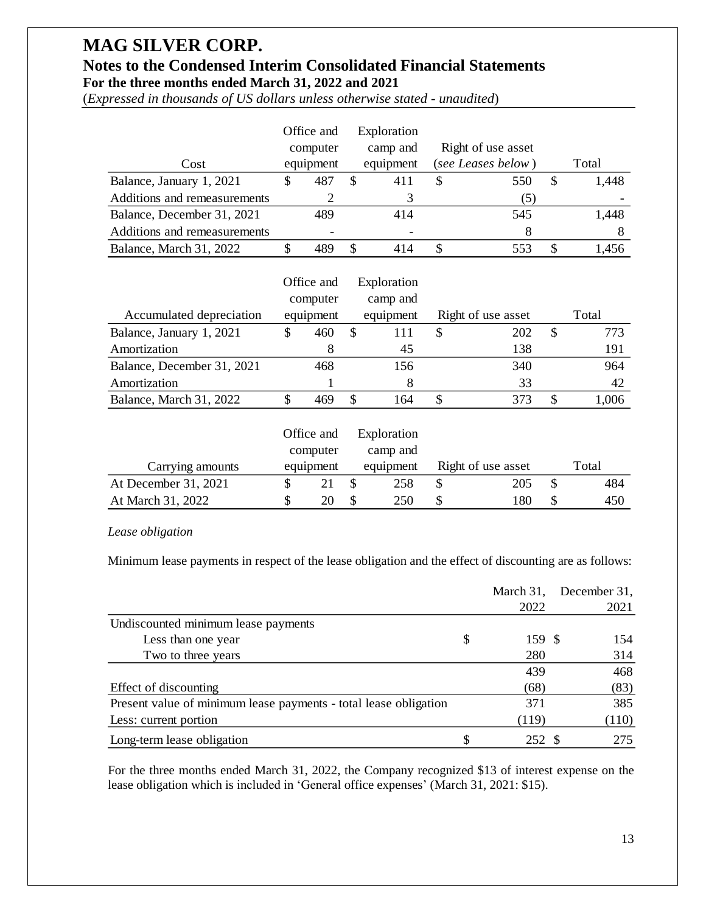# MAG SILVER CORP.

## Notes to the Condensed Interim Consolidated Financial Statements

### For the three months ended March 31, 2022 and 2021

(*Expressed in thousands of US dollars unless otherwise stated - unaudited*)

| Cost | Office and computer equipment | Exploration camp and equipment | Right of use asset (*see Leases below*) | Total |
|---|---|---|---|---|
| Balance, January 1, 2021 | $ 487 | $ 411 | $ 550 | $ 1,448 |
| Additions and remeasurements | 2 | 3 | (5) | - |
| Balance, December 31, 2021 | 489 | 414 | 545 | 1,448 |
| Additions and remeasurements | - | - | 8 | 8 |
| Balance, March 31, 2022 | $ 489 | $ 414 | $ 553 | $ 1,456 |

| Accumulated depreciation | Office and computer equipment | Exploration camp and equipment | Right of use asset | Total |
|---|---|---|---|---|
| Balance, January 1, 2021 | $ 460 | $ 111 | $ 202 | $ 773 |
| Amortization | 8 | 45 | 138 | 191 |
| Balance, December 31, 2021 | 468 | 156 | 340 | 964 |
| Amortization | 1 | 8 | 33 | 42 |
| Balance, March 31, 2022 | $ 469 | $ 164 | $ 373 | $ 1,006 |

| Carrying amounts | Office and computer equipment | Exploration camp and equipment | Right of use asset | Total |
|---|---|---|---|---|
| At December 31, 2021 | $ 21 | $ 258 | $ 205 | $ 484 |
| At March 31, 2022 | $ 20 | $ 250 | $ 180 | $ 450 |

*Lease obligation*

Minimum lease payments in respect of the lease obligation and the effect of discounting are as follows:

| | March 31, 2022 | December 31, 2021 |
|---|---|---|
| Undiscounted minimum lease payments | | |
| Less than one year | $ 159 | $ 154 |
| Two to three years | 280 | 314 |
| | 439 | 468 |
| Effect of discounting | (68) | (83) |
| Present value of minimum lease payments - total lease obligation | 371 | 385 |
| Less: current portion | (119) | (110) |
| Long-term lease obligation | $ 252 | $ 275 |

For the three months ended March 31, 2022, the Company recognized $13 of interest expense on the lease obligation which is included in 'General office expenses' (March 31, 2021: $15).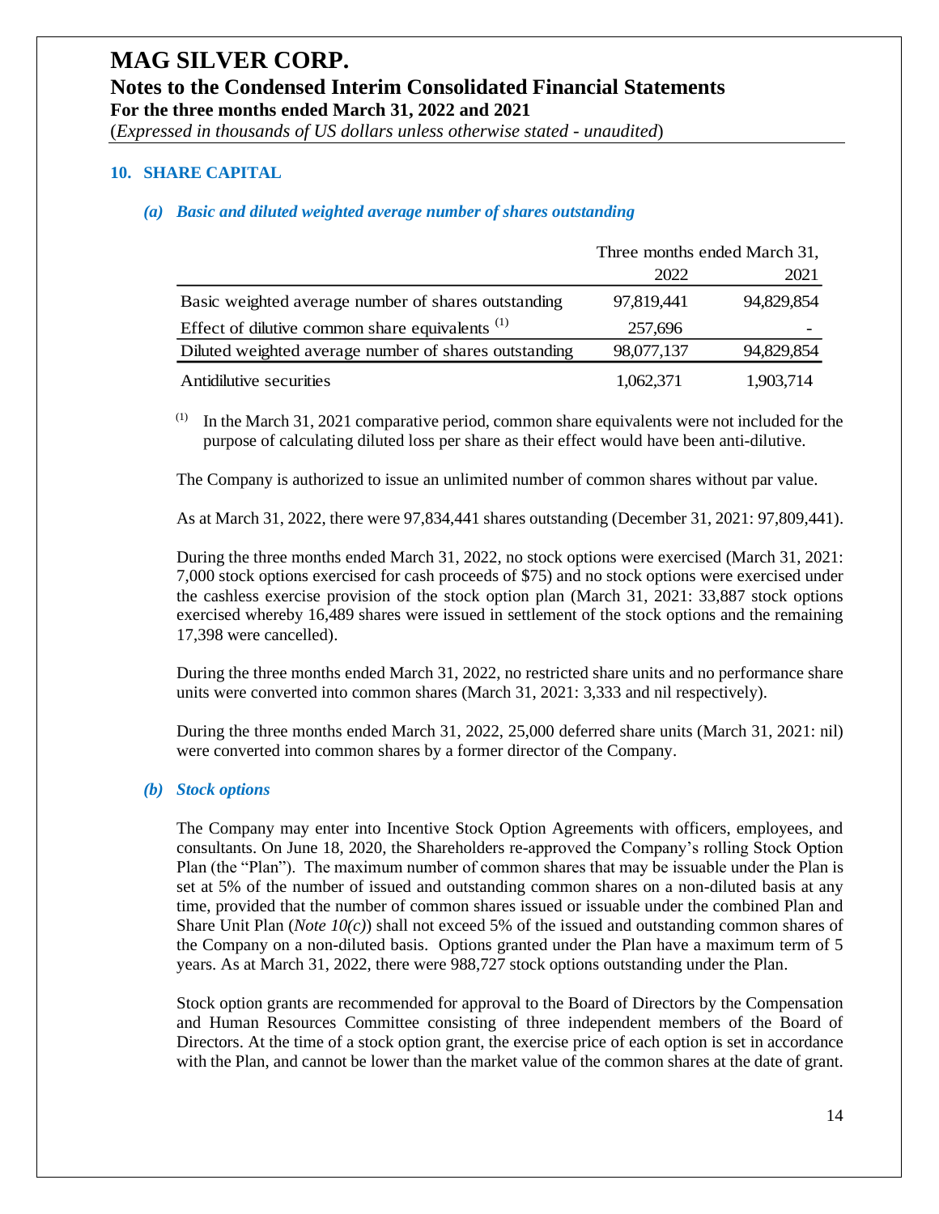## 10. SHARE CAPITAL

### *(a) Basic and diluted weighted average number of shares outstanding*

| | Three months ended March 31, | |
|---|---|---|
| | 2022 | 2021 |
| Basic weighted average number of shares outstanding | 97,819,441 | 94,829,854 |
| Effect of dilutive common share equivalents [(1)] | 257,696 | - |
| Diluted weighted average number of shares outstanding | 98,077,137 | 94,829,854 |
| Antidilutive securities | 1,062,371 | 1,903,714 |

(1) In the March 31, 2021 comparative period, common share equivalents were not included for the purpose of calculating diluted loss per share as their effect would have been anti-dilutive.

The Company is authorized to issue an unlimited number of common shares without par value.

As at March 31, 2022, there were 97,834,441 shares outstanding (December 31, 2021: 97,809,441).

During the three months ended March 31, 2022, no stock options were exercised (March 31, 2021: 7,000 stock options exercised for cash proceeds of $75) and no stock options were exercised under the cashless exercise provision of the stock option plan (March 31, 2021: 33,887 stock options exercised whereby 16,489 shares were issued in settlement of the stock options and the remaining 17,398 were cancelled).

During the three months ended March 31, 2022, no restricted share units and no performance share units were converted into common shares (March 31, 2021: 3,333 and nil respectively).

During the three months ended March 31, 2022, 25,000 deferred share units (March 31, 2021: nil) were converted into common shares by a former director of the Company.

### *(b) Stock options*

The Company may enter into Incentive Stock Option Agreements with officers, employees, and consultants. On June 18, 2020, the Shareholders re-approved the Company's rolling Stock Option Plan (the "Plan"). The maximum number of common shares that may be issuable under the Plan is set at 5% of the number of issued and outstanding common shares on a non-diluted basis at any time, provided that the number of common shares issued or issuable under the combined Plan and Share Unit Plan (*Note 10(c)*) shall not exceed 5% of the issued and outstanding common shares of the Company on a non-diluted basis. Options granted under the Plan have a maximum term of 5 years. As at March 31, 2022, there were 988,727 stock options outstanding under the Plan.

Stock option grants are recommended for approval to the Board of Directors by the Compensation and Human Resources Committee consisting of three independent members of the Board of Directors. At the time of a stock option grant, the exercise price of each option is set in accordance with the Plan, and cannot be lower than the market value of the common shares at the date of grant.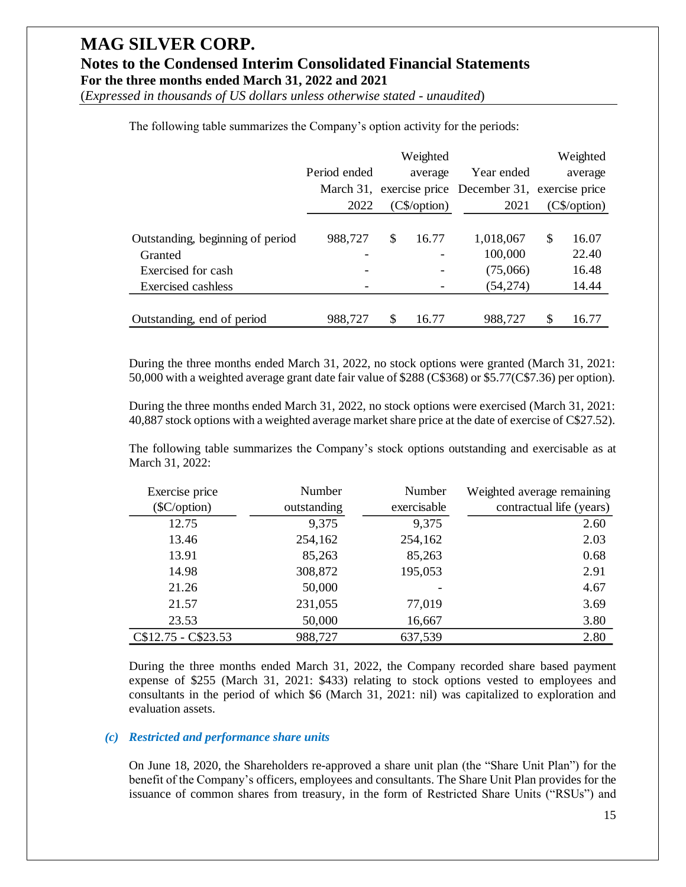The following table summarizes the Company's option activity for the periods:

| | Period ended March 31, 2022 | Weighted average exercise price (C$/option) | Year ended December 31, 2021 | Weighted average exercise price (C$/option) |
|---|---|---|---|---|
| Outstanding, beginning of period | 988,727 | $ 16.77 | 1,018,067 | $ 16.07 |
| Granted | - | - | 100,000 | 22.40 |
| Exercised for cash | - | - | (75,066) | 16.48 |
| Exercised cashless | - | - | (54,274) | 14.44 |
| Outstanding, end of period | 988,727 | $ 16.77 | 988,727 | $ 16.77 |

During the three months ended March 31, 2022, no stock options were granted (March 31, 2021: 50,000 with a weighted average grant date fair value of $288 (C$368) or $5.77(C$7.36) per option).

During the three months ended March 31, 2022, no stock options were exercised (March 31, 2021: 40,887 stock options with a weighted average market share price at the date of exercise of C$27.52).

The following table summarizes the Company's stock options outstanding and exercisable as at March 31, 2022:

| Exercise price ($C/option) | Number outstanding | Number exercisable | Weighted average remaining contractual life (years) |
|---|---|---|---|
| 12.75 | 9,375 | 9,375 | 2.60 |
| 13.46 | 254,162 | 254,162 | 2.03 |
| 13.91 | 85,263 | 85,263 | 0.68 |
| 14.98 | 308,872 | 195,053 | 2.91 |
| 21.26 | 50,000 | - | 4.67 |
| 21.57 | 231,055 | 77,019 | 3.69 |
| 23.53 | 50,000 | 16,667 | 3.80 |
| C$12.75 - C$23.53 | 988,727 | 637,539 | 2.80 |

During the three months ended March 31, 2022, the Company recorded share based payment expense of $255 (March 31, 2021: $433) relating to stock options vested to employees and consultants in the period of which $6 (March 31, 2021: nil) was capitalized to exploration and evaluation assets.

### *(c) Restricted and performance share units*

On June 18, 2020, the Shareholders re-approved a share unit plan (the "Share Unit Plan") for the benefit of the Company's officers, employees and consultants. The Share Unit Plan provides for the issuance of common shares from treasury, in the form of Restricted Share Units ("RSUs") and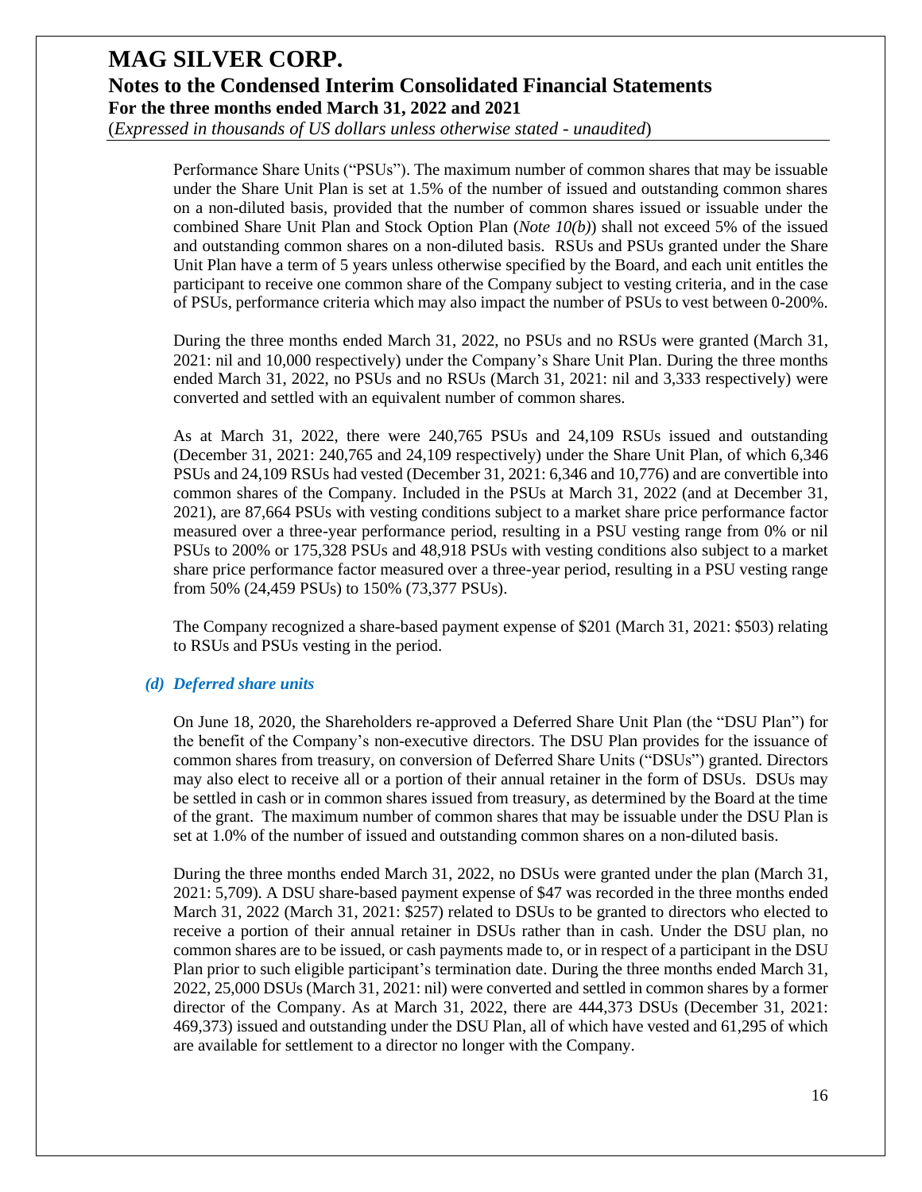Performance Share Units ("PSUs"). The maximum number of common shares that may be issuable under the Share Unit Plan is set at 1.5% of the number of issued and outstanding common shares on a non-diluted basis, provided that the number of common shares issued or issuable under the combined Share Unit Plan and Stock Option Plan (*Note 10(b)*) shall not exceed 5% of the issued and outstanding common shares on a non-diluted basis. RSUs and PSUs granted under the Share Unit Plan have a term of 5 years unless otherwise specified by the Board, and each unit entitles the participant to receive one common share of the Company subject to vesting criteria, and in the case of PSUs, performance criteria which may also impact the number of PSUs to vest between 0-200%.

During the three months ended March 31, 2022, no PSUs and no RSUs were granted (March 31, 2021: nil and 10,000 respectively) under the Company's Share Unit Plan. During the three months ended March 31, 2022, no PSUs and no RSUs (March 31, 2021: nil and 3,333 respectively) were converted and settled with an equivalent number of common shares.

As at March 31, 2022, there were 240,765 PSUs and 24,109 RSUs issued and outstanding (December 31, 2021: 240,765 and 24,109 respectively) under the Share Unit Plan, of which 6,346 PSUs and 24,109 RSUs had vested (December 31, 2021: 6,346 and 10,776) and are convertible into common shares of the Company. Included in the PSUs at March 31, 2022 (and at December 31, 2021), are 87,664 PSUs with vesting conditions subject to a market share price performance factor measured over a three-year performance period, resulting in a PSU vesting range from 0% or nil PSUs to 200% or 175,328 PSUs and 48,918 PSUs with vesting conditions also subject to a market share price performance factor measured over a three-year period, resulting in a PSU vesting range from 50% (24,459 PSUs) to 150% (73,377 PSUs).

The Company recognized a share-based payment expense of $201 (March 31, 2021: $503) relating to RSUs and PSUs vesting in the period.

### *(d) Deferred share units*

On June 18, 2020, the Shareholders re-approved a Deferred Share Unit Plan (the "DSU Plan") for the benefit of the Company's non-executive directors. The DSU Plan provides for the issuance of common shares from treasury, on conversion of Deferred Share Units ("DSUs") granted. Directors may also elect to receive all or a portion of their annual retainer in the form of DSUs. DSUs may be settled in cash or in common shares issued from treasury, as determined by the Board at the time of the grant. The maximum number of common shares that may be issuable under the DSU Plan is set at 1.0% of the number of issued and outstanding common shares on a non-diluted basis.

During the three months ended March 31, 2022, no DSUs were granted under the plan (March 31, 2021: 5,709). A DSU share-based payment expense of $47 was recorded in the three months ended March 31, 2022 (March 31, 2021: $257) related to DSUs to be granted to directors who elected to receive a portion of their annual retainer in DSUs rather than in cash. Under the DSU plan, no common shares are to be issued, or cash payments made to, or in respect of a participant in the DSU Plan prior to such eligible participant's termination date. During the three months ended March 31, 2022, 25,000 DSUs (March 31, 2021: nil) were converted and settled in common shares by a former director of the Company. As at March 31, 2022, there are 444,373 DSUs (December 31, 2021: 469,373) issued and outstanding under the DSU Plan, all of which have vested and 61,295 of which are available for settlement to a director no longer with the Company.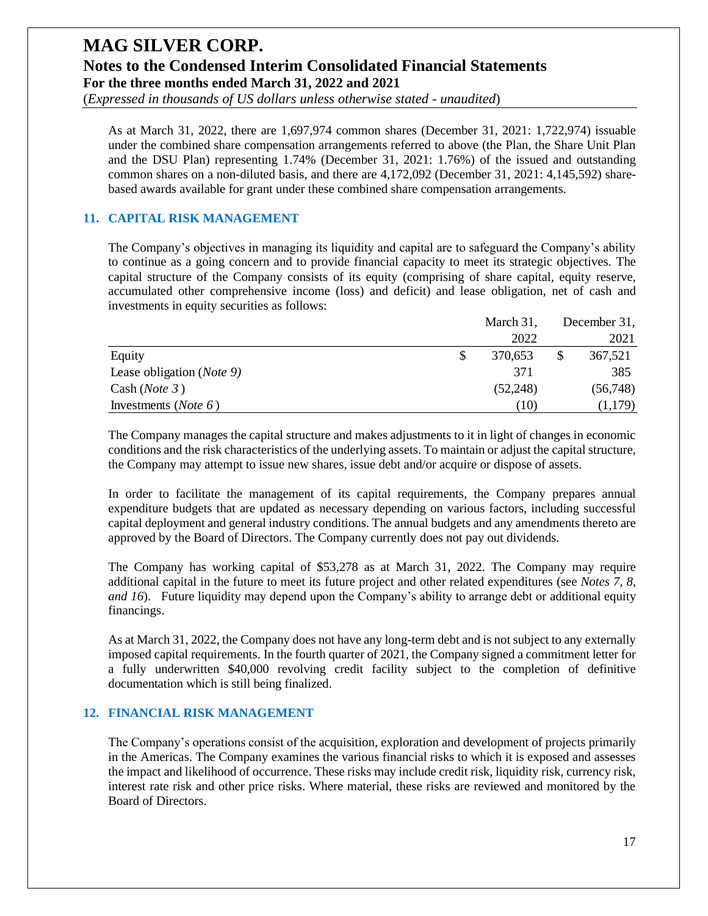As at March 31, 2022, there are 1,697,974 common shares (December 31, 2021: 1,722,974) issuable under the combined share compensation arrangements referred to above (the Plan, the Share Unit Plan and the DSU Plan) representing 1.74% (December 31, 2021: 1.76%) of the issued and outstanding common shares on a non-diluted basis, and there are 4,172,092 (December 31, 2021: 4,145,592) share-based awards available for grant under these combined share compensation arrangements.

## 11. CAPITAL RISK MANAGEMENT

The Company's objectives in managing its liquidity and capital are to safeguard the Company's ability to continue as a going concern and to provide financial capacity to meet its strategic objectives. The capital structure of the Company consists of its equity (comprising of share capital, equity reserve, accumulated other comprehensive income (loss) and deficit) and lease obligation, net of cash and investments in equity securities as follows:

| | March 31, 2022 | December 31, 2021 |
|---|---|---|
| Equity | $ 370,653 | $ 367,521 |
| Lease obligation (*Note 9)* | 371 | 385 |
| Cash (*Note 3* ) | (52,248) | (56,748) |
| Investments (*Note 6* ) | (10) | (1,179) |

The Company manages the capital structure and makes adjustments to it in light of changes in economic conditions and the risk characteristics of the underlying assets. To maintain or adjust the capital structure, the Company may attempt to issue new shares, issue debt and/or acquire or dispose of assets.

In order to facilitate the management of its capital requirements, the Company prepares annual expenditure budgets that are updated as necessary depending on various factors, including successful capital deployment and general industry conditions. The annual budgets and any amendments thereto are approved by the Board of Directors. The Company currently does not pay out dividends.

The Company has working capital of $53,278 as at March 31, 2022. The Company may require additional capital in the future to meet its future project and other related expenditures (see *Notes 7, 8, and 16*). Future liquidity may depend upon the Company's ability to arrange debt or additional equity financings.

As at March 31, 2022, the Company does not have any long-term debt and is not subject to any externally imposed capital requirements. In the fourth quarter of 2021, the Company signed a commitment letter for a fully underwritten $40,000 revolving credit facility subject to the completion of definitive documentation which is still being finalized.

## 12. FINANCIAL RISK MANAGEMENT

The Company's operations consist of the acquisition, exploration and development of projects primarily in the Americas. The Company examines the various financial risks to which it is exposed and assesses the impact and likelihood of occurrence. These risks may include credit risk, liquidity risk, currency risk, interest rate risk and other price risks. Where material, these risks are reviewed and monitored by the Board of Directors.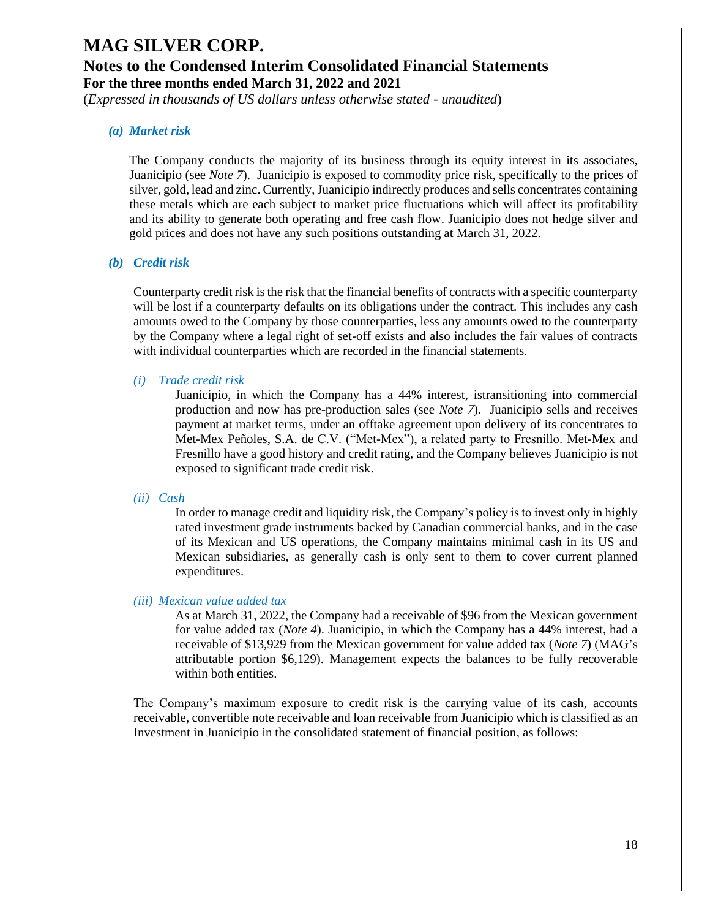### *(a) Market risk*

The Company conducts the majority of its business through its equity interest in its associates, Juanicipio (see *Note 7*). Juanicipio is exposed to commodity price risk, specifically to the prices of silver, gold, lead and zinc. Currently, Juanicipio indirectly produces and sells concentrates containing these metals which are each subject to market price fluctuations which will affect its profitability and its ability to generate both operating and free cash flow. Juanicipio does not hedge silver and gold prices and does not have any such positions outstanding at March 31, 2022.

### *(b) Credit risk*

Counterparty credit risk is the risk that the financial benefits of contracts with a specific counterparty will be lost if a counterparty defaults on its obligations under the contract. This includes any cash amounts owed to the Company by those counterparties, less any amounts owed to the counterparty by the Company where a legal right of set-off exists and also includes the fair values of contracts with individual counterparties which are recorded in the financial statements.

*(i) Trade credit risk*

Juanicipio, in which the Company has a 44% interest, istransitioning into commercial production and now has pre-production sales (see *Note 7*). Juanicipio sells and receives payment at market terms, under an offtake agreement upon delivery of its concentrates to Met-Mex Peñoles, S.A. de C.V. ("Met-Mex"), a related party to Fresnillo. Met-Mex and Fresnillo have a good history and credit rating, and the Company believes Juanicipio is not exposed to significant trade credit risk.

*(ii) Cash*

In order to manage credit and liquidity risk, the Company's policy is to invest only in highly rated investment grade instruments backed by Canadian commercial banks, and in the case of its Mexican and US operations, the Company maintains minimal cash in its US and Mexican subsidiaries, as generally cash is only sent to them to cover current planned expenditures.

*(iii) Mexican value added tax*

As at March 31, 2022, the Company had a receivable of $96 from the Mexican government for value added tax (*Note 4*). Juanicipio, in which the Company has a 44% interest, had a receivable of $13,929 from the Mexican government for value added tax (*Note 7*) (MAG's attributable portion $6,129). Management expects the balances to be fully recoverable within both entities.

The Company's maximum exposure to credit risk is the carrying value of its cash, accounts receivable, convertible note receivable and loan receivable from Juanicipio which is classified as an Investment in Juanicipio in the consolidated statement of financial position, as follows: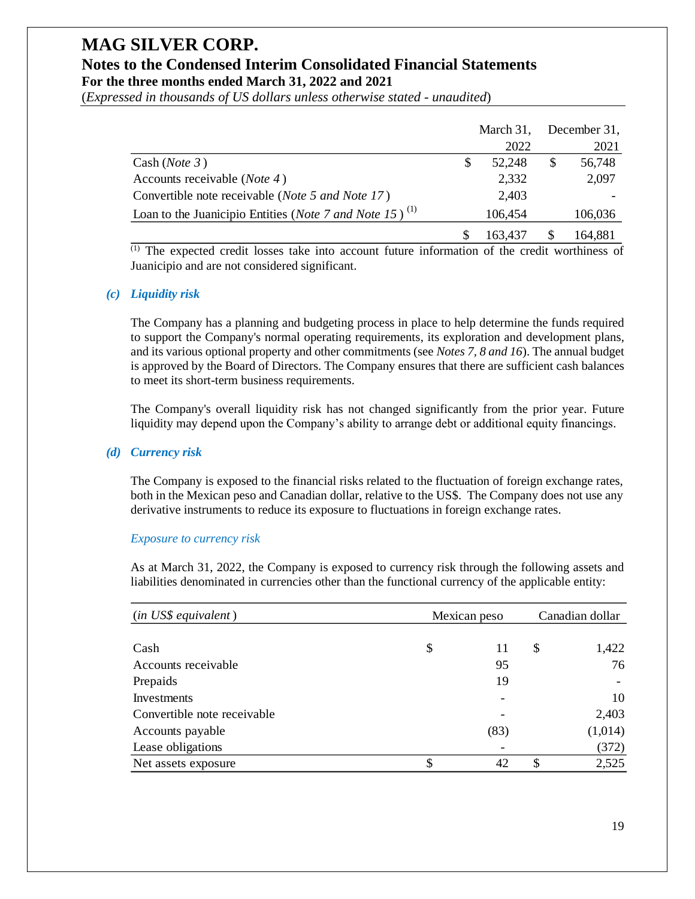| | March 31, 2022 | December 31, 2021 |
|---|---|---|
| Cash (*Note 3*) | $ 52,248 | $ 56,748 |
| Accounts receivable (*Note 4*) | 2,332 | 2,097 |
| Convertible note receivable (*Note 5 and Note 17*) | 2,403 | - |
| Loan to the Juanicipio Entities (*Note 7 and Note 15*) [(1)] | 106,454 | 106,036 |
| | $ 163,437 | $ 164,881 |

[(1)] The expected credit losses take into account future information of the credit worthiness of Juanicipio and are not considered significant.

### (c) *Liquidity risk*

The Company has a planning and budgeting process in place to help determine the funds required to support the Company's normal operating requirements, its exploration and development plans, and its various optional property and other commitments (see *Notes 7, 8 and 16*). The annual budget is approved by the Board of Directors. The Company ensures that there are sufficient cash balances to meet its short-term business requirements.

The Company's overall liquidity risk has not changed significantly from the prior year. Future liquidity may depend upon the Company's ability to arrange debt or additional equity financings.

### (d) *Currency risk*

The Company is exposed to the financial risks related to the fluctuation of foreign exchange rates, both in the Mexican peso and Canadian dollar, relative to the US$. The Company does not use any derivative instruments to reduce its exposure to fluctuations in foreign exchange rates.

*Exposure to currency risk*

As at March 31, 2022, the Company is exposed to currency risk through the following assets and liabilities denominated in currencies other than the functional currency of the applicable entity:

| (*in US$ equivalent*) | Mexican peso | Canadian dollar |
|---|---|---|
| Cash | $ 11 | $ 1,422 |
| Accounts receivable | 95 | 76 |
| Prepaids | 19 | - |
| Investments | - | 10 |
| Convertible note receivable | - | 2,403 |
| Accounts payable | (83) | (1,014) |
| Lease obligations | - | (372) |
| Net assets exposure | $ 42 | $ 2,525 |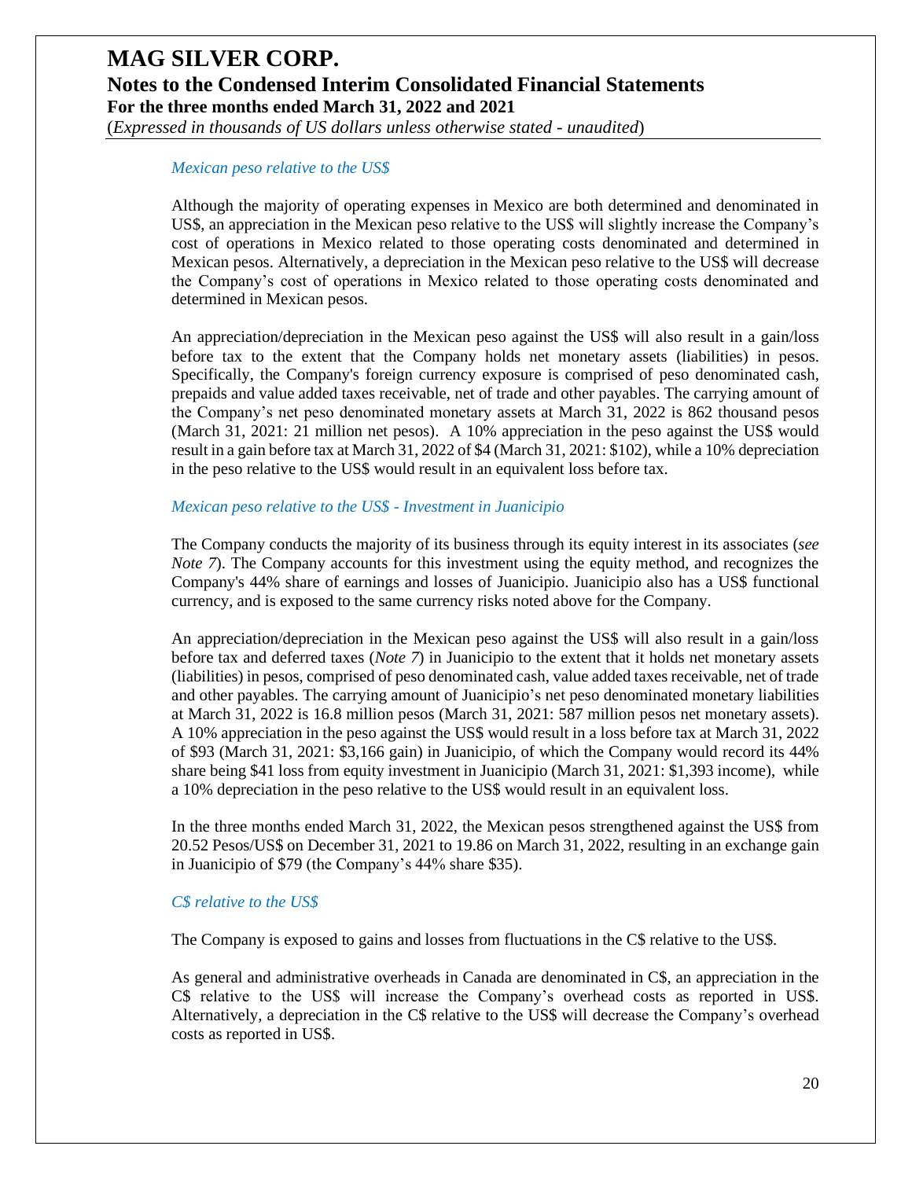*Mexican peso relative to the US$*

Although the majority of operating expenses in Mexico are both determined and denominated in US$, an appreciation in the Mexican peso relative to the US$ will slightly increase the Company's cost of operations in Mexico related to those operating costs denominated and determined in Mexican pesos. Alternatively, a depreciation in the Mexican peso relative to the US$ will decrease the Company's cost of operations in Mexico related to those operating costs denominated and determined in Mexican pesos.

An appreciation/depreciation in the Mexican peso against the US$ will also result in a gain/loss before tax to the extent that the Company holds net monetary assets (liabilities) in pesos. Specifically, the Company's foreign currency exposure is comprised of peso denominated cash, prepaids and value added taxes receivable, net of trade and other payables. The carrying amount of the Company's net peso denominated monetary assets at March 31, 2022 is 862 thousand pesos (March 31, 2021: 21 million net pesos). A 10% appreciation in the peso against the US$ would result in a gain before tax at March 31, 2022 of $4 (March 31, 2021: $102), while a 10% depreciation in the peso relative to the US$ would result in an equivalent loss before tax.

*Mexican peso relative to the US$ - Investment in Juanicipio*

The Company conducts the majority of its business through its equity interest in its associates (*see Note 7*). The Company accounts for this investment using the equity method, and recognizes the Company's 44% share of earnings and losses of Juanicipio. Juanicipio also has a US$ functional currency, and is exposed to the same currency risks noted above for the Company.

An appreciation/depreciation in the Mexican peso against the US$ will also result in a gain/loss before tax and deferred taxes (*Note 7*) in Juanicipio to the extent that it holds net monetary assets (liabilities) in pesos, comprised of peso denominated cash, value added taxes receivable, net of trade and other payables. The carrying amount of Juanicipio's net peso denominated monetary liabilities at March 31, 2022 is 16.8 million pesos (March 31, 2021: 587 million pesos net monetary assets). A 10% appreciation in the peso against the US$ would result in a loss before tax at March 31, 2022 of $93 (March 31, 2021: $3,166 gain) in Juanicipio, of which the Company would record its 44% share being $41 loss from equity investment in Juanicipio (March 31, 2021: $1,393 income), while a 10% depreciation in the peso relative to the US$ would result in an equivalent loss.

In the three months ended March 31, 2022, the Mexican pesos strengthened against the US$ from 20.52 Pesos/US$ on December 31, 2021 to 19.86 on March 31, 2022, resulting in an exchange gain in Juanicipio of $79 (the Company's 44% share $35).

*C$ relative to the US$*

The Company is exposed to gains and losses from fluctuations in the C$ relative to the US$.

As general and administrative overheads in Canada are denominated in C$, an appreciation in the C$ relative to the US$ will increase the Company's overhead costs as reported in US$. Alternatively, a depreciation in the C$ relative to the US$ will decrease the Company's overhead costs as reported in US$.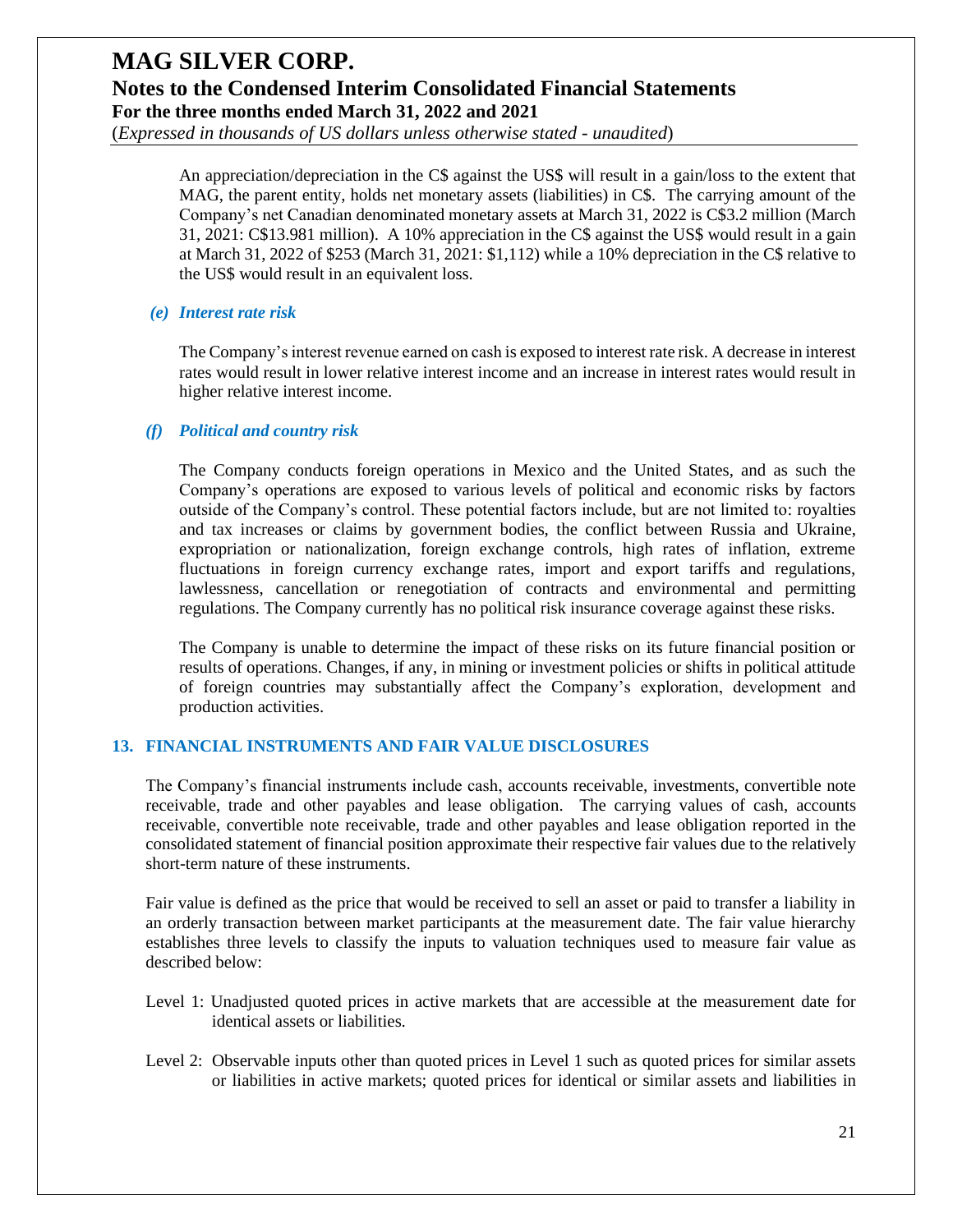An appreciation/depreciation in the C$ against the US$ will result in a gain/loss to the extent that MAG, the parent entity, holds net monetary assets (liabilities) in C$. The carrying amount of the Company's net Canadian denominated monetary assets at March 31, 2022 is C$3.2 million (March 31, 2021: C$13.981 million). A 10% appreciation in the C$ against the US$ would result in a gain at March 31, 2022 of $253 (March 31, 2021: $1,112) while a 10% depreciation in the C$ relative to the US$ would result in an equivalent loss.

### *(e) Interest rate risk*

The Company's interest revenue earned on cash is exposed to interest rate risk. A decrease in interest rates would result in lower relative interest income and an increase in interest rates would result in higher relative interest income.

### *(f) Political and country risk*

The Company conducts foreign operations in Mexico and the United States, and as such the Company's operations are exposed to various levels of political and economic risks by factors outside of the Company's control. These potential factors include, but are not limited to: royalties and tax increases or claims by government bodies, the conflict between Russia and Ukraine, expropriation or nationalization, foreign exchange controls, high rates of inflation, extreme fluctuations in foreign currency exchange rates, import and export tariffs and regulations, lawlessness, cancellation or renegotiation of contracts and environmental and permitting regulations. The Company currently has no political risk insurance coverage against these risks.

The Company is unable to determine the impact of these risks on its future financial position or results of operations. Changes, if any, in mining or investment policies or shifts in political attitude of foreign countries may substantially affect the Company's exploration, development and production activities.

## 13. FINANCIAL INSTRUMENTS AND FAIR VALUE DISCLOSURES

The Company's financial instruments include cash, accounts receivable, investments, convertible note receivable, trade and other payables and lease obligation. The carrying values of cash, accounts receivable, convertible note receivable, trade and other payables and lease obligation reported in the consolidated statement of financial position approximate their respective fair values due to the relatively short-term nature of these instruments.

Fair value is defined as the price that would be received to sell an asset or paid to transfer a liability in an orderly transaction between market participants at the measurement date. The fair value hierarchy establishes three levels to classify the inputs to valuation techniques used to measure fair value as described below:

Level 1: Unadjusted quoted prices in active markets that are accessible at the measurement date for identical assets or liabilities.

Level 2: Observable inputs other than quoted prices in Level 1 such as quoted prices for similar assets or liabilities in active markets; quoted prices for identical or similar assets and liabilities in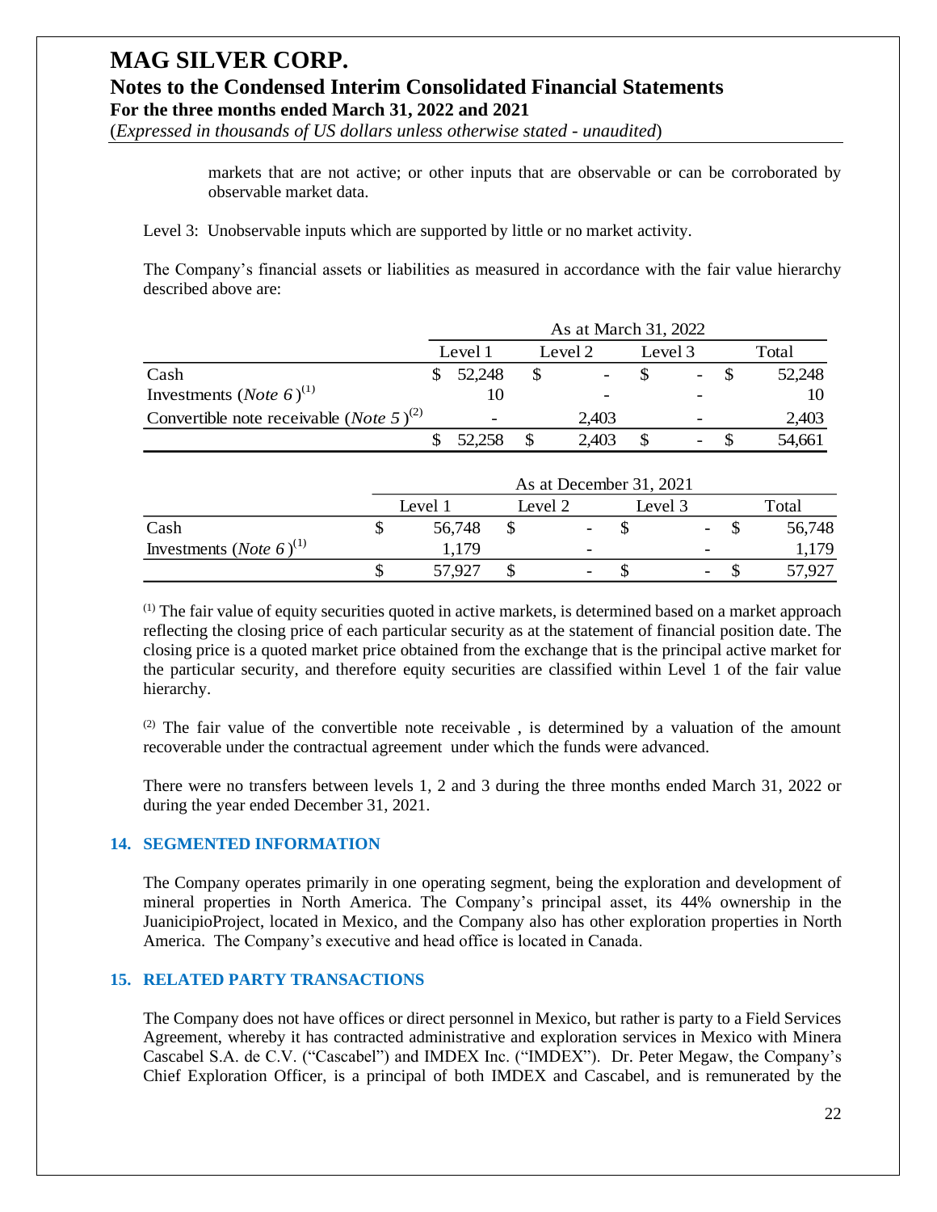markets that are not active; or other inputs that are observable or can be corroborated by observable market data.

Level 3: Unobservable inputs which are supported by little or no market activity.

The Company's financial assets or liabilities as measured in accordance with the fair value hierarchy described above are:

| | As at March 31, 2022 | | | |
|---|---|---|---|---|
| | Level 1 | Level 2 | Level 3 | Total |
| Cash | $ 52,248 | $ - | $ - | $ 52,248 |
| Investments (*Note 6*)[1] | 10 | - | - | 10 |
| Convertible note receivable (*Note 5*)[2] | - | 2,403 | - | 2,403 |
| | $ 52,258 | $ 2,403 | $ - | $ 54,661 |

| | As at December 31, 2021 | | | |
|---|---|---|---|---|
| | Level 1 | Level 2 | Level 3 | Total |
| Cash | $ 56,748 | $ - | $ - | $ 56,748 |
| Investments (*Note 6*)[1] | 1,179 | - | - | 1,179 |
| | $ 57,927 | $ - | $ - | $ 57,927 |

[1] The fair value of equity securities quoted in active markets, is determined based on a market approach reflecting the closing price of each particular security as at the statement of financial position date. The closing price is a quoted market price obtained from the exchange that is the principal active market for the particular security, and therefore equity securities are classified within Level 1 of the fair value hierarchy.

[2] The fair value of the convertible note receivable , is determined by a valuation of the amount recoverable under the contractual agreement under which the funds were advanced.

There were no transfers between levels 1, 2 and 3 during the three months ended March 31, 2022 or during the year ended December 31, 2021.

## 14. SEGMENTED INFORMATION

The Company operates primarily in one operating segment, being the exploration and development of mineral properties in North America. The Company's principal asset, its 44% ownership in the JuanicipioProject, located in Mexico, and the Company also has other exploration properties in North America. The Company's executive and head office is located in Canada.

## 15. RELATED PARTY TRANSACTIONS

The Company does not have offices or direct personnel in Mexico, but rather is party to a Field Services Agreement, whereby it has contracted administrative and exploration services in Mexico with Minera Cascabel S.A. de C.V. ("Cascabel") and IMDEX Inc. ("IMDEX"). Dr. Peter Megaw, the Company's Chief Exploration Officer, is a principal of both IMDEX and Cascabel, and is remunerated by the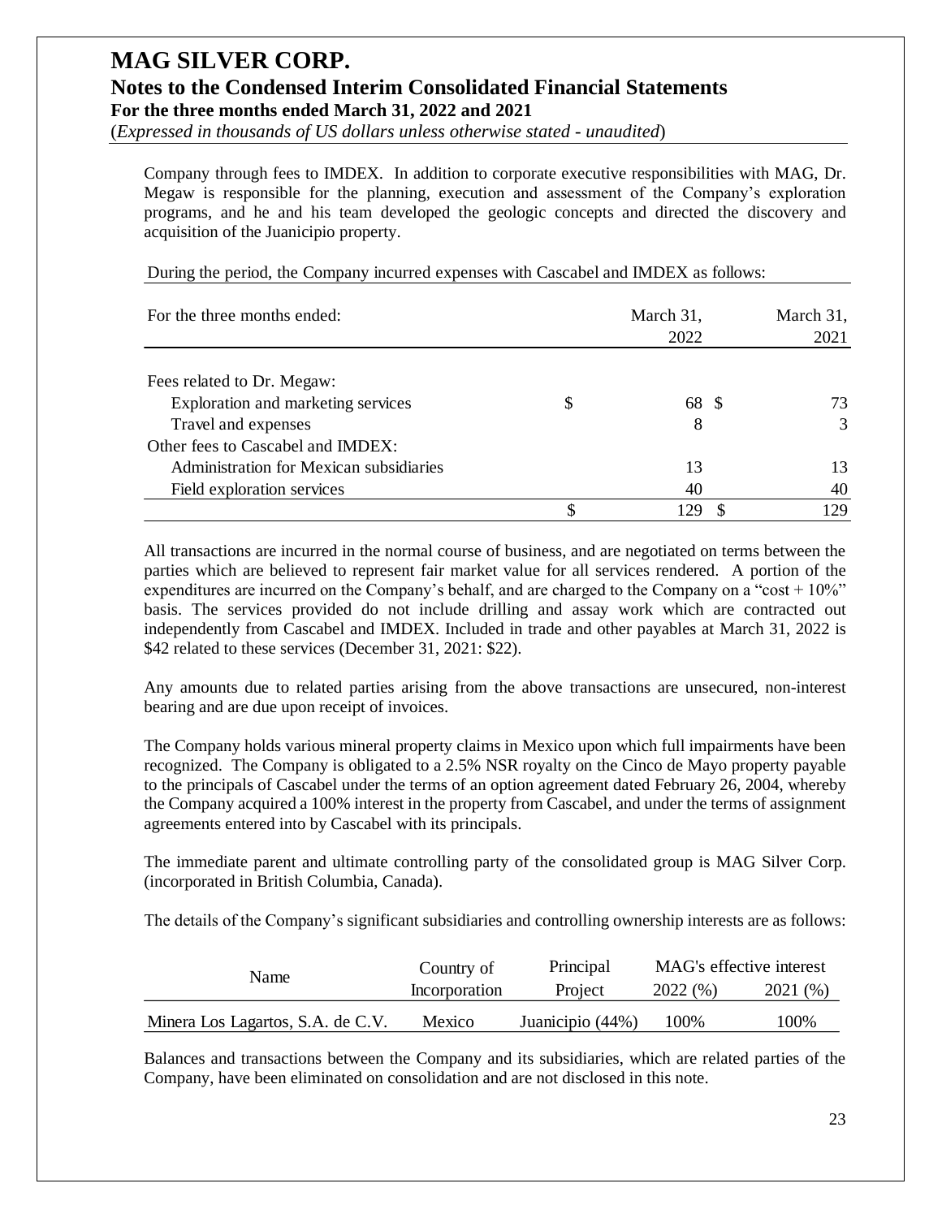Company through fees to IMDEX. In addition to corporate executive responsibilities with MAG, Dr. Megaw is responsible for the planning, execution and assessment of the Company's exploration programs, and he and his team developed the geologic concepts and directed the discovery and acquisition of the Juanicipio property.

During the period, the Company incurred expenses with Cascabel and IMDEX as follows:

| For the three months ended: | March 31, 2022 | March 31, 2021 |
|---|---|---|
| Fees related to Dr. Megaw: | | |
| Exploration and marketing services | $ 68 | $ 73 |
| Travel and expenses | 8 | 3 |
| Other fees to Cascabel and IMDEX: | | |
| Administration for Mexican subsidiaries | 13 | 13 |
| Field exploration services | 40 | 40 |
| | $ 129 | $ 129 |

All transactions are incurred in the normal course of business, and are negotiated on terms between the parties which are believed to represent fair market value for all services rendered. A portion of the expenditures are incurred on the Company's behalf, and are charged to the Company on a "cost + 10%" basis. The services provided do not include drilling and assay work which are contracted out independently from Cascabel and IMDEX. Included in trade and other payables at March 31, 2022 is $42 related to these services (December 31, 2021: $22).

Any amounts due to related parties arising from the above transactions are unsecured, non-interest bearing and are due upon receipt of invoices.

The Company holds various mineral property claims in Mexico upon which full impairments have been recognized. The Company is obligated to a 2.5% NSR royalty on the Cinco de Mayo property payable to the principals of Cascabel under the terms of an option agreement dated February 26, 2004, whereby the Company acquired a 100% interest in the property from Cascabel, and under the terms of assignment agreements entered into by Cascabel with its principals.

The immediate parent and ultimate controlling party of the consolidated group is MAG Silver Corp. (incorporated in British Columbia, Canada).

The details of the Company's significant subsidiaries and controlling ownership interests are as follows:

| Name | Country of Incorporation | Principal Project | MAG's effective interest 2022 (%) | MAG's effective interest 2021 (%) |
|---|---|---|---|---|
| Minera Los Lagartos, S.A. de C.V. | Mexico | Juanicipio (44%) | 100% | 100% |

Balances and transactions between the Company and its subsidiaries, which are related parties of the Company, have been eliminated on consolidation and are not disclosed in this note.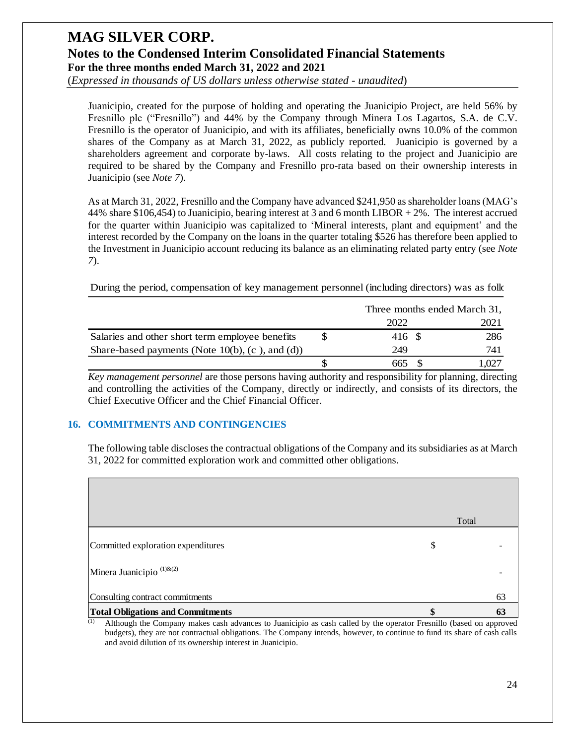Juanicipio, created for the purpose of holding and operating the Juanicipio Project, are held 56% by Fresnillo plc ("Fresnillo") and 44% by the Company through Minera Los Lagartos, S.A. de C.V. Fresnillo is the operator of Juanicipio, and with its affiliates, beneficially owns 10.0% of the common shares of the Company as at March 31, 2022, as publicly reported. Juanicipio is governed by a shareholders agreement and corporate by-laws. All costs relating to the project and Juanicipio are required to be shared by the Company and Fresnillo pro-rata based on their ownership interests in Juanicipio (see *Note 7*).

As at March 31, 2022, Fresnillo and the Company have advanced $241,950 as shareholder loans (MAG's 44% share $106,454) to Juanicipio, bearing interest at 3 and 6 month LIBOR + 2%. The interest accrued for the quarter within Juanicipio was capitalized to 'Mineral interests, plant and equipment' and the interest recorded by the Company on the loans in the quarter totaling $526 has therefore been applied to the Investment in Juanicipio account reducing its balance as an eliminating related party entry (see *Note 7*).

During the period, compensation of key management personnel (including directors) was as follo

| | | Three months ended March 31, | |
|---|---|---|---|
| | | 2022 | 2021 |
| Salaries and other short term employee benefits | $ | 416 | $ 286 |
| Share-based payments (Note 10(b), (c ), and (d)) | | 249 | 741 |
| | $ | 665 | $ 1,027 |

*Key management personnel* are those persons having authority and responsibility for planning, directing and controlling the activities of the Company, directly or indirectly, and consists of its directors, the Chief Executive Officer and the Chief Financial Officer.

## 16. COMMITMENTS AND CONTINGENCIES

The following table discloses the contractual obligations of the Company and its subsidiaries as at March 31, 2022 for committed exploration work and committed other obligations.

| | | Total |
|---|---|---|
| Committed exploration expenditures | $ | - |
| Minera Juanicipio [(1)&(2)] | | - |
| Consulting contract commitments | | 63 |
| **Total Obligations and Commitments** | **$** | **63** |

(1) Although the Company makes cash advances to Juanicipio as cash called by the operator Fresnillo (based on approved budgets), they are not contractual obligations. The Company intends, however, to continue to fund its share of cash calls and avoid dilution of its ownership interest in Juanicipio.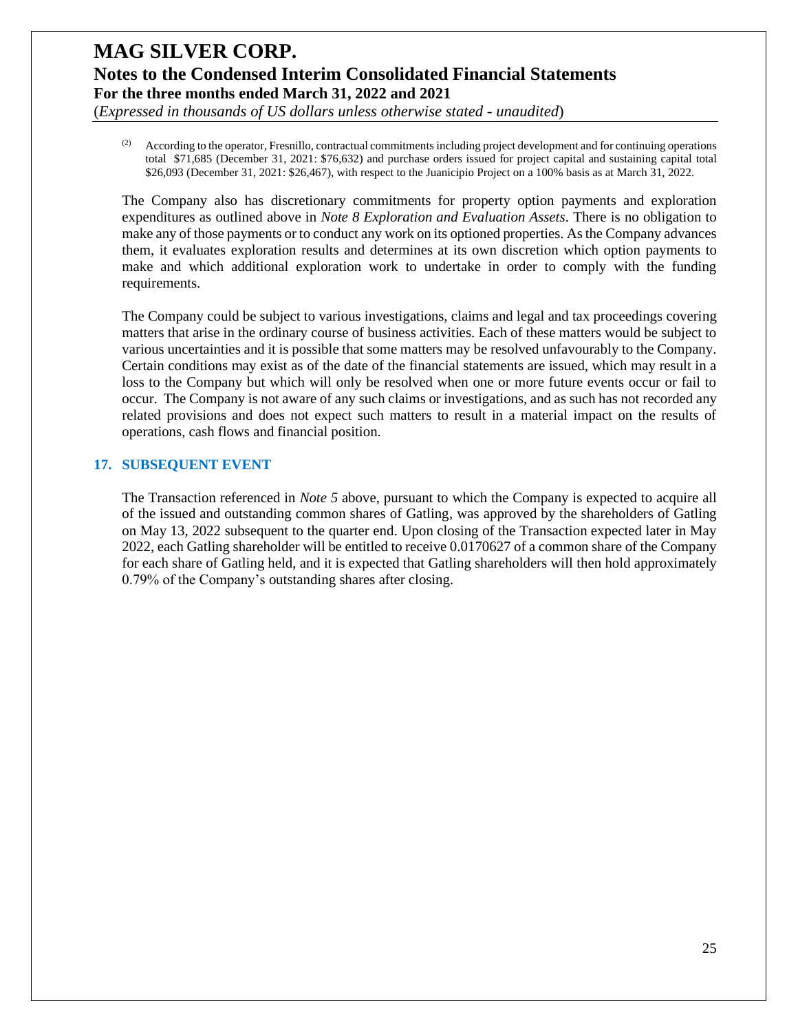(2) According to the operator, Fresnillo, contractual commitments including project development and for continuing operations total $71,685 (December 31, 2021: $76,632) and purchase orders issued for project capital and sustaining capital total $26,093 (December 31, 2021: $26,467), with respect to the Juanicipio Project on a 100% basis as at March 31, 2022.

The Company also has discretionary commitments for property option payments and exploration expenditures as outlined above in *Note 8 Exploration and Evaluation Assets*. There is no obligation to make any of those payments or to conduct any work on its optioned properties. As the Company advances them, it evaluates exploration results and determines at its own discretion which option payments to make and which additional exploration work to undertake in order to comply with the funding requirements.

The Company could be subject to various investigations, claims and legal and tax proceedings covering matters that arise in the ordinary course of business activities. Each of these matters would be subject to various uncertainties and it is possible that some matters may be resolved unfavourably to the Company. Certain conditions may exist as of the date of the financial statements are issued, which may result in a loss to the Company but which will only be resolved when one or more future events occur or fail to occur. The Company is not aware of any such claims or investigations, and as such has not recorded any related provisions and does not expect such matters to result in a material impact on the results of operations, cash flows and financial position.

## 17. SUBSEQUENT EVENT

The Transaction referenced in *Note 5* above, pursuant to which the Company is expected to acquire all of the issued and outstanding common shares of Gatling, was approved by the shareholders of Gatling on May 13, 2022 subsequent to the quarter end. Upon closing of the Transaction expected later in May 2022, each Gatling shareholder will be entitled to receive 0.0170627 of a common share of the Company for each share of Gatling held, and it is expected that Gatling shareholders will then hold approximately 0.79% of the Company's outstanding shares after closing.